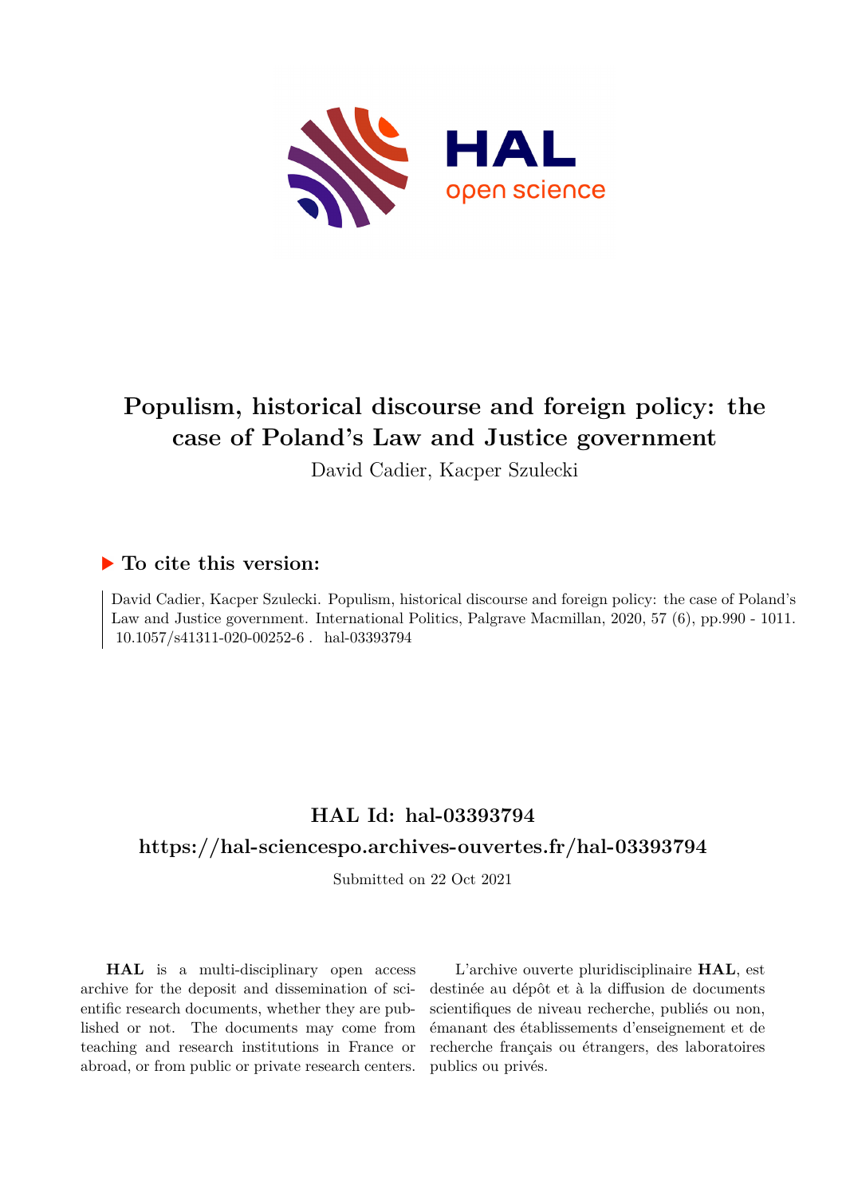# Populism, historical discourse and foreign policy: the case of Poland's Law and Justice government

David Cadier, Kacper Szulecki

## ▶ To cite this version:

David Cadier, Kacper Szulecki. Populism, historical discourse and foreign policy: the case of Poland's Law and Justice government. International Politics, Palgrave Macmillan, 2020, 57 (6), pp.990 - 1011. 10.1057/s41311-020-00252-6. hal-03393794

## HAL Id: hal-03393794

## https://hal-sciencespo.archives-ouvertes.fr/hal-03393794

Submitted on 22 Oct 2021

**HAL** is a multi-disciplinary open access archive for the deposit and dissemination of scientific research documents, whether they are published or not. The documents may come from teaching and research institutions in France or abroad, or from public or private research centers.

L'archive ouverte pluridisciplinaire **HAL**, est destinée au dépôt et à la diffusion de documents scientifiques de niveau recherche, publiés ou non, émanant des établissements d'enseignement et de recherche français ou étrangers, des laboratoires publics ou privés.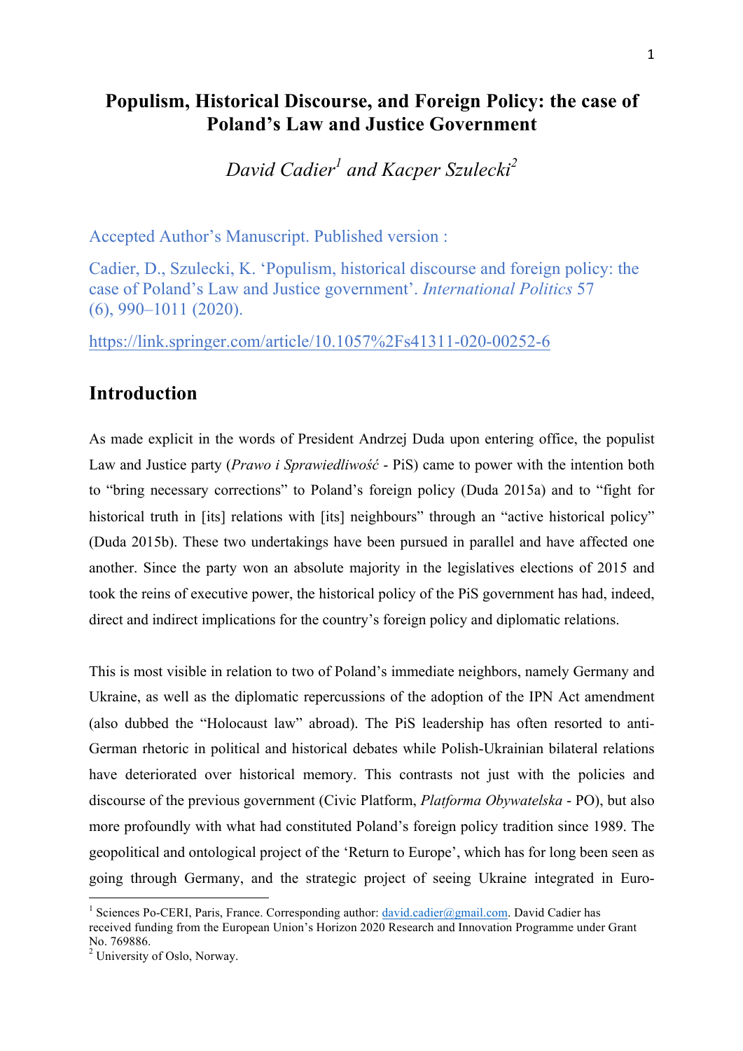# Populism, Historical Discourse, and Foreign Policy: the case of Poland's Law and Justice Government

*David Cadier[1] and Kacper Szulecki[2]*

Accepted Author's Manuscript. Published version :

Cadier, D., Szulecki, K. 'Populism, historical discourse and foreign policy: the case of Poland's Law and Justice government'. *International Politics* 57 (6), 990–1011 (2020).

https://link.springer.com/article/10.1057%2Fs41311-020-00252-6

## Introduction

As made explicit in the words of President Andrzej Duda upon entering office, the populist Law and Justice party (*Prawo i Sprawiedliwość* - PiS) came to power with the intention both to "bring necessary corrections" to Poland's foreign policy (Duda 2015a) and to "fight for historical truth in [its] relations with [its] neighbours" through an "active historical policy" (Duda 2015b). These two undertakings have been pursued in parallel and have affected one another. Since the party won an absolute majority in the legislatives elections of 2015 and took the reins of executive power, the historical policy of the PiS government has had, indeed, direct and indirect implications for the country's foreign policy and diplomatic relations.

This is most visible in relation to two of Poland's immediate neighbors, namely Germany and Ukraine, as well as the diplomatic repercussions of the adoption of the IPN Act amendment (also dubbed the "Holocaust law" abroad). The PiS leadership has often resorted to anti-German rhetoric in political and historical debates while Polish-Ukrainian bilateral relations have deteriorated over historical memory. This contrasts not just with the policies and discourse of the previous government (Civic Platform, *Platforma Obywatelska* - PO), but also more profoundly with what had constituted Poland's foreign policy tradition since 1989. The geopolitical and ontological project of the 'Return to Europe', which has for long been seen as going through Germany, and the strategic project of seeing Ukraine integrated in Euro-

[1] Sciences Po-CERI, Paris, France. Corresponding author: david.cadier@gmail.com. David Cadier has received funding from the European Union's Horizon 2020 Research and Innovation Programme under Grant No. 769886.

[2] University of Oslo, Norway.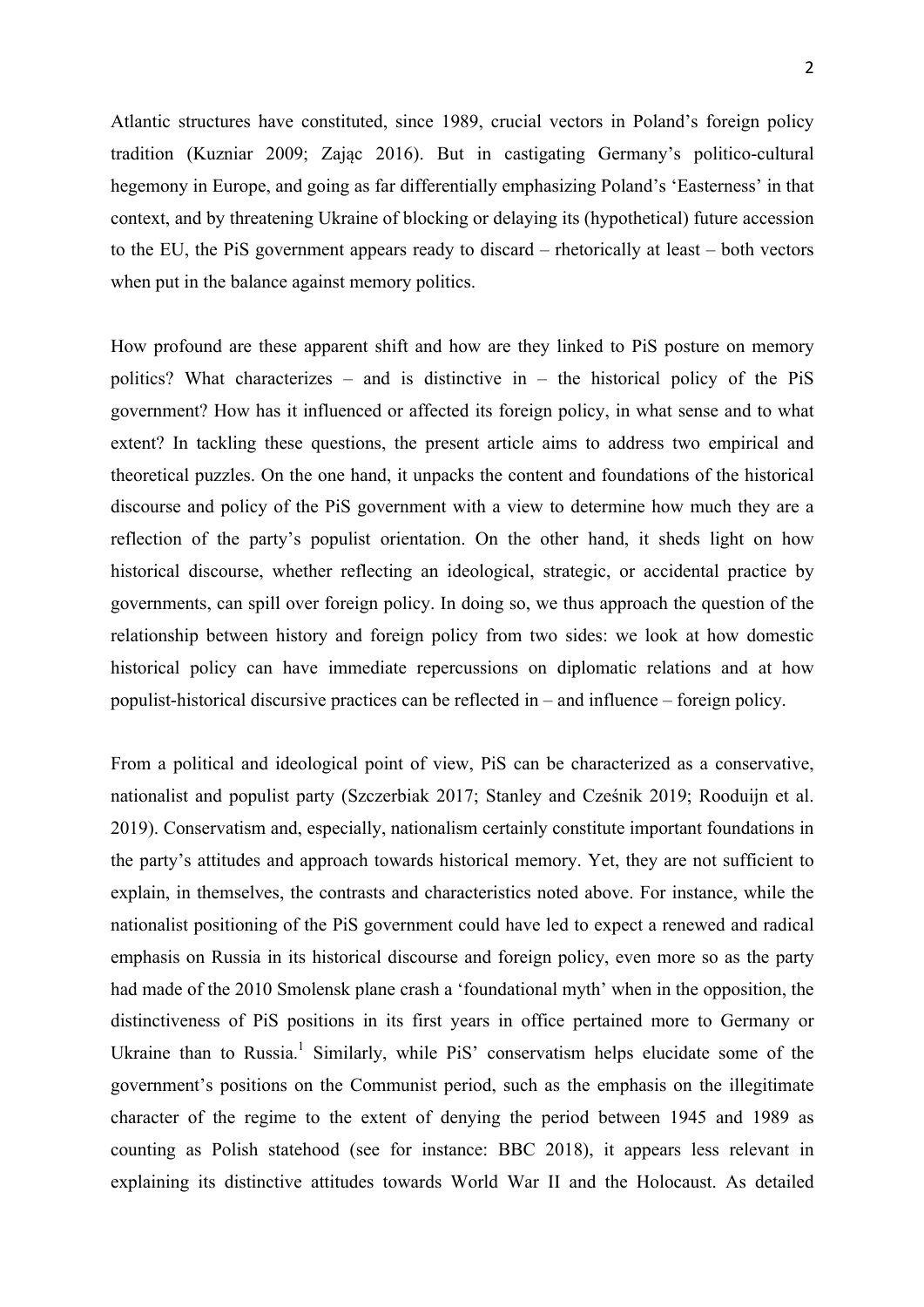Atlantic structures have constituted, since 1989, crucial vectors in Poland's foreign policy tradition (Kuzniar 2009; Zając 2016). But in castigating Germany's politico-cultural hegemony in Europe, and going as far differentially emphasizing Poland's 'Easterness' in that context, and by threatening Ukraine of blocking or delaying its (hypothetical) future accession to the EU, the PiS government appears ready to discard – rhetorically at least – both vectors when put in the balance against memory politics.

How profound are these apparent shift and how are they linked to PiS posture on memory politics? What characterizes – and is distinctive in – the historical policy of the PiS government? How has it influenced or affected its foreign policy, in what sense and to what extent? In tackling these questions, the present article aims to address two empirical and theoretical puzzles. On the one hand, it unpacks the content and foundations of the historical discourse and policy of the PiS government with a view to determine how much they are a reflection of the party's populist orientation. On the other hand, it sheds light on how historical discourse, whether reflecting an ideological, strategic, or accidental practice by governments, can spill over foreign policy. In doing so, we thus approach the question of the relationship between history and foreign policy from two sides: we look at how domestic historical policy can have immediate repercussions on diplomatic relations and at how populist-historical discursive practices can be reflected in – and influence – foreign policy.

From a political and ideological point of view, PiS can be characterized as a conservative, nationalist and populist party (Szczerbiak 2017; Stanley and Cześnik 2019; Rooduijn et al. 2019). Conservatism and, especially, nationalism certainly constitute important foundations in the party's attitudes and approach towards historical memory. Yet, they are not sufficient to explain, in themselves, the contrasts and characteristics noted above. For instance, while the nationalist positioning of the PiS government could have led to expect a renewed and radical emphasis on Russia in its historical discourse and foreign policy, even more so as the party had made of the 2010 Smolensk plane crash a 'foundational myth' when in the opposition, the distinctiveness of PiS positions in its first years in office pertained more to Germany or Ukraine than to Russia.[1] Similarly, while PiS' conservatism helps elucidate some of the government's positions on the Communist period, such as the emphasis on the illegitimate character of the regime to the extent of denying the period between 1945 and 1989 as counting as Polish statehood (see for instance: BBC 2018), it appears less relevant in explaining its distinctive attitudes towards World War II and the Holocaust. As detailed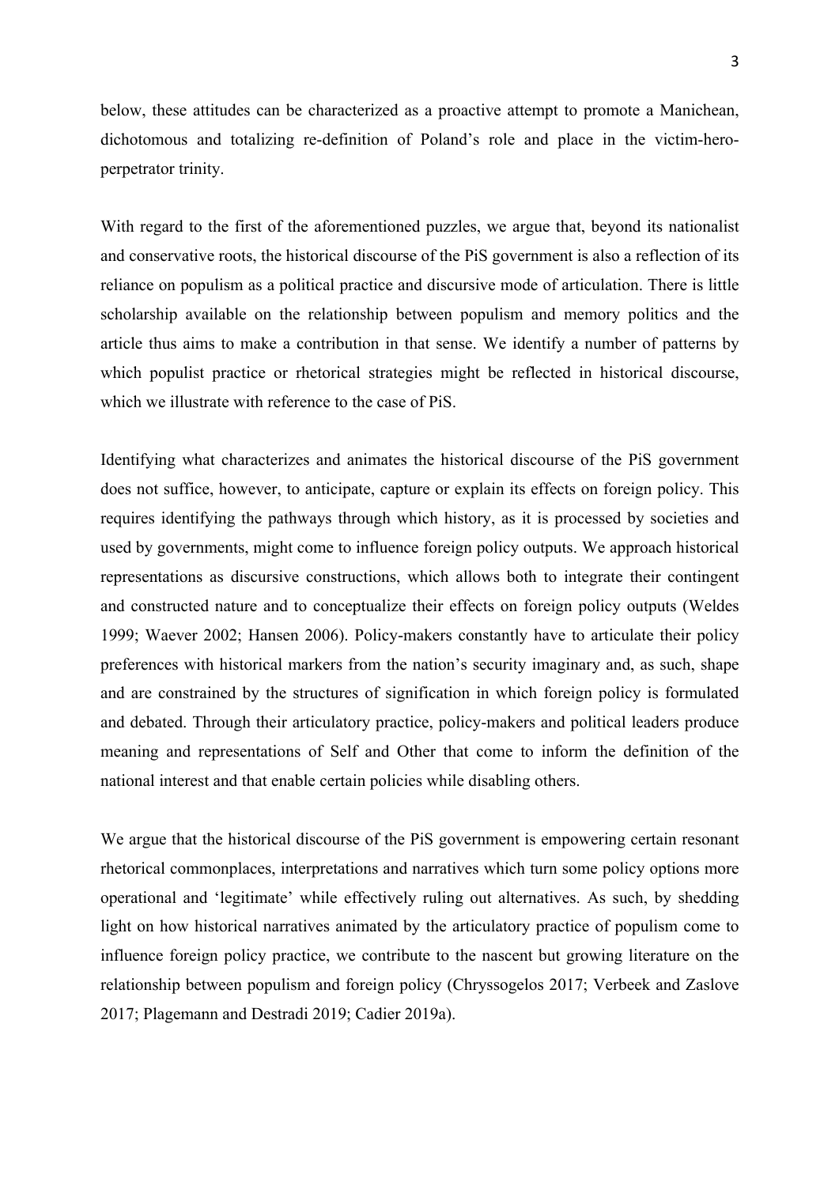below, these attitudes can be characterized as a proactive attempt to promote a Manichean, dichotomous and totalizing re-definition of Poland's role and place in the victim-hero-perpetrator trinity.

With regard to the first of the aforementioned puzzles, we argue that, beyond its nationalist and conservative roots, the historical discourse of the PiS government is also a reflection of its reliance on populism as a political practice and discursive mode of articulation. There is little scholarship available on the relationship between populism and memory politics and the article thus aims to make a contribution in that sense. We identify a number of patterns by which populist practice or rhetorical strategies might be reflected in historical discourse, which we illustrate with reference to the case of PiS.

Identifying what characterizes and animates the historical discourse of the PiS government does not suffice, however, to anticipate, capture or explain its effects on foreign policy. This requires identifying the pathways through which history, as it is processed by societies and used by governments, might come to influence foreign policy outputs. We approach historical representations as discursive constructions, which allows both to integrate their contingent and constructed nature and to conceptualize their effects on foreign policy outputs (Weldes 1999; Waever 2002; Hansen 2006). Policy-makers constantly have to articulate their policy preferences with historical markers from the nation's security imaginary and, as such, shape and are constrained by the structures of signification in which foreign policy is formulated and debated. Through their articulatory practice, policy-makers and political leaders produce meaning and representations of Self and Other that come to inform the definition of the national interest and that enable certain policies while disabling others.

We argue that the historical discourse of the PiS government is empowering certain resonant rhetorical commonplaces, interpretations and narratives which turn some policy options more operational and 'legitimate' while effectively ruling out alternatives. As such, by shedding light on how historical narratives animated by the articulatory practice of populism come to influence foreign policy practice, we contribute to the nascent but growing literature on the relationship between populism and foreign policy (Chryssogelos 2017; Verbeek and Zaslove 2017; Plagemann and Destradi 2019; Cadier 2019a).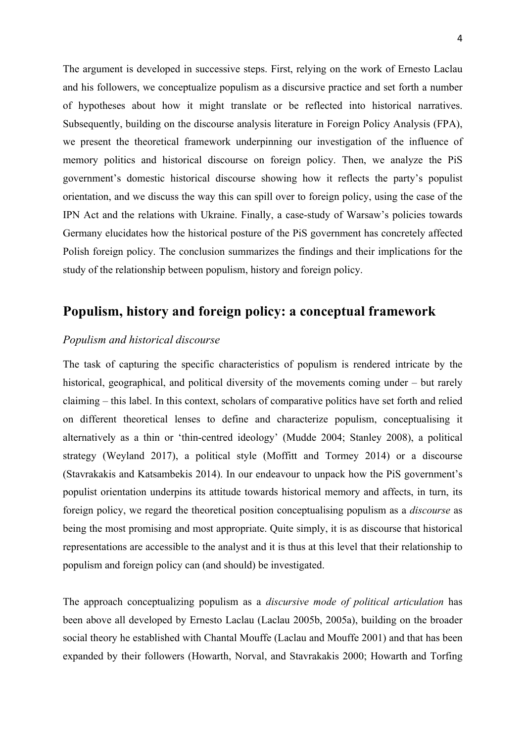The argument is developed in successive steps. First, relying on the work of Ernesto Laclau and his followers, we conceptualize populism as a discursive practice and set forth a number of hypotheses about how it might translate or be reflected into historical narratives. Subsequently, building on the discourse analysis literature in Foreign Policy Analysis (FPA), we present the theoretical framework underpinning our investigation of the influence of memory politics and historical discourse on foreign policy. Then, we analyze the PiS government's domestic historical discourse showing how it reflects the party's populist orientation, and we discuss the way this can spill over to foreign policy, using the case of the IPN Act and the relations with Ukraine. Finally, a case-study of Warsaw's policies towards Germany elucidates how the historical posture of the PiS government has concretely affected Polish foreign policy. The conclusion summarizes the findings and their implications for the study of the relationship between populism, history and foreign policy.

## Populism, history and foreign policy: a conceptual framework

### *Populism and historical discourse*

The task of capturing the specific characteristics of populism is rendered intricate by the historical, geographical, and political diversity of the movements coming under – but rarely claiming – this label. In this context, scholars of comparative politics have set forth and relied on different theoretical lenses to define and characterize populism, conceptualising it alternatively as a thin or 'thin-centred ideology' (Mudde 2004; Stanley 2008), a political strategy (Weyland 2017), a political style (Moffitt and Tormey 2014) or a discourse (Stavrakakis and Katsambekis 2014). In our endeavour to unpack how the PiS government's populist orientation underpins its attitude towards historical memory and affects, in turn, its foreign policy, we regard the theoretical position conceptualising populism as a *discourse* as being the most promising and most appropriate. Quite simply, it is as discourse that historical representations are accessible to the analyst and it is thus at this level that their relationship to populism and foreign policy can (and should) be investigated.

The approach conceptualizing populism as a *discursive mode of political articulation* has been above all developed by Ernesto Laclau (Laclau 2005b, 2005a), building on the broader social theory he established with Chantal Mouffe (Laclau and Mouffe 2001) and that has been expanded by their followers (Howarth, Norval, and Stavrakakis 2000; Howarth and Torfing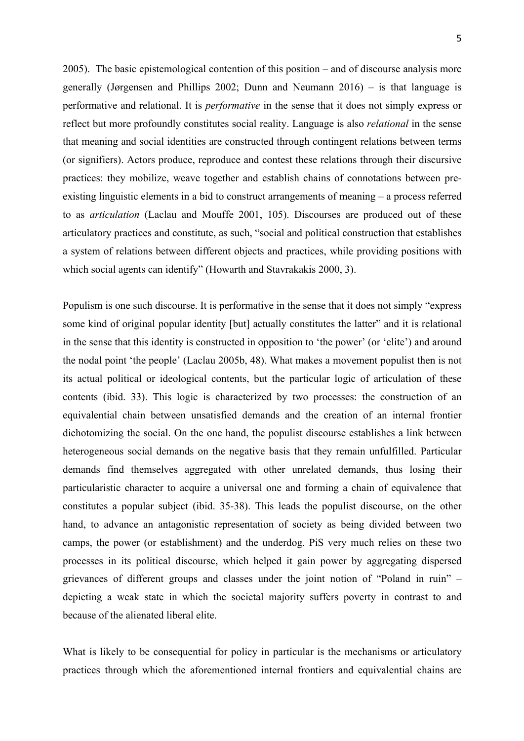2005). The basic epistemological contention of this position – and of discourse analysis more generally (Jørgensen and Phillips 2002; Dunn and Neumann 2016) – is that language is performative and relational. It is *performative* in the sense that it does not simply express or reflect but more profoundly constitutes social reality. Language is also *relational* in the sense that meaning and social identities are constructed through contingent relations between terms (or signifiers). Actors produce, reproduce and contest these relations through their discursive practices: they mobilize, weave together and establish chains of connotations between pre-existing linguistic elements in a bid to construct arrangements of meaning – a process referred to as *articulation* (Laclau and Mouffe 2001, 105). Discourses are produced out of these articulatory practices and constitute, as such, "social and political construction that establishes a system of relations between different objects and practices, while providing positions with which social agents can identify" (Howarth and Stavrakakis 2000, 3).

Populism is one such discourse. It is performative in the sense that it does not simply "express some kind of original popular identity [but] actually constitutes the latter" and it is relational in the sense that this identity is constructed in opposition to 'the power' (or 'elite') and around the nodal point 'the people' (Laclau 2005b, 48). What makes a movement populist then is not its actual political or ideological contents, but the particular logic of articulation of these contents (ibid. 33). This logic is characterized by two processes: the construction of an equivalential chain between unsatisfied demands and the creation of an internal frontier dichotomizing the social. On the one hand, the populist discourse establishes a link between heterogeneous social demands on the negative basis that they remain unfulfilled. Particular demands find themselves aggregated with other unrelated demands, thus losing their particularistic character to acquire a universal one and forming a chain of equivalence that constitutes a popular subject (ibid. 35-38). This leads the populist discourse, on the other hand, to advance an antagonistic representation of society as being divided between two camps, the power (or establishment) and the underdog. PiS very much relies on these two processes in its political discourse, which helped it gain power by aggregating dispersed grievances of different groups and classes under the joint notion of "Poland in ruin" – depicting a weak state in which the societal majority suffers poverty in contrast to and because of the alienated liberal elite.

What is likely to be consequential for policy in particular is the mechanisms or articulatory practices through which the aforementioned internal frontiers and equivalential chains are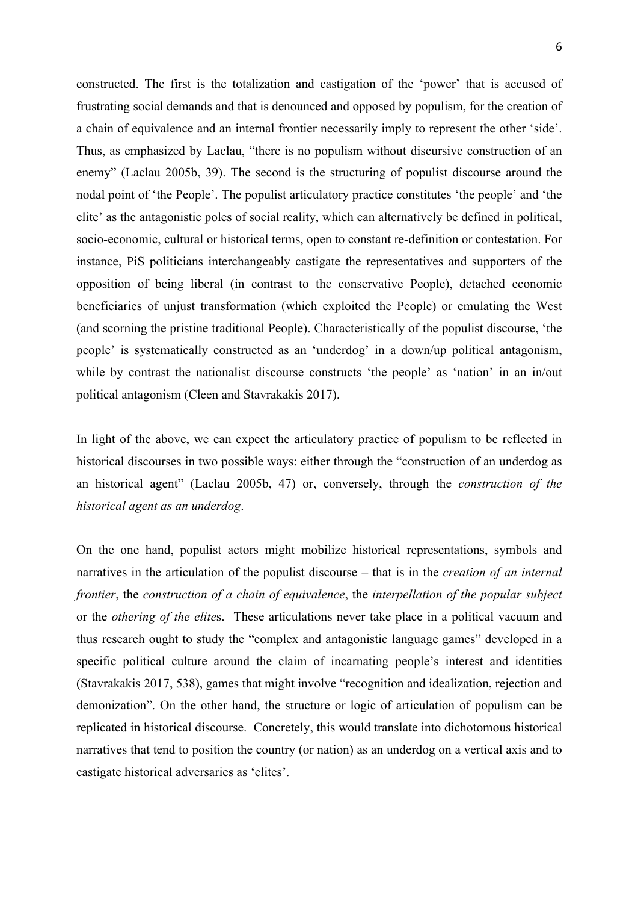constructed. The first is the totalization and castigation of the 'power' that is accused of frustrating social demands and that is denounced and opposed by populism, for the creation of a chain of equivalence and an internal frontier necessarily imply to represent the other 'side'. Thus, as emphasized by Laclau, "there is no populism without discursive construction of an enemy" (Laclau 2005b, 39). The second is the structuring of populist discourse around the nodal point of 'the People'. The populist articulatory practice constitutes 'the people' and 'the elite' as the antagonistic poles of social reality, which can alternatively be defined in political, socio-economic, cultural or historical terms, open to constant re-definition or contestation. For instance, PiS politicians interchangeably castigate the representatives and supporters of the opposition of being liberal (in contrast to the conservative People), detached economic beneficiaries of unjust transformation (which exploited the People) or emulating the West (and scorning the pristine traditional People). Characteristically of the populist discourse, 'the people' is systematically constructed as an 'underdog' in a down/up political antagonism, while by contrast the nationalist discourse constructs 'the people' as 'nation' in an in/out political antagonism (Cleen and Stavrakakis 2017).

In light of the above, we can expect the articulatory practice of populism to be reflected in historical discourses in two possible ways: either through the "construction of an underdog as an historical agent" (Laclau 2005b, 47) or, conversely, through the *construction of the historical agent as an underdog*.

On the one hand, populist actors might mobilize historical representations, symbols and narratives in the articulation of the populist discourse – that is in the *creation of an internal frontier*, the *construction of a chain of equivalence*, the *interpellation of the popular subject* or the *othering of the elite*s. These articulations never take place in a political vacuum and thus research ought to study the "complex and antagonistic language games" developed in a specific political culture around the claim of incarnating people's interest and identities (Stavrakakis 2017, 538), games that might involve "recognition and idealization, rejection and demonization". On the other hand, the structure or logic of articulation of populism can be replicated in historical discourse. Concretely, this would translate into dichotomous historical narratives that tend to position the country (or nation) as an underdog on a vertical axis and to castigate historical adversaries as 'elites'.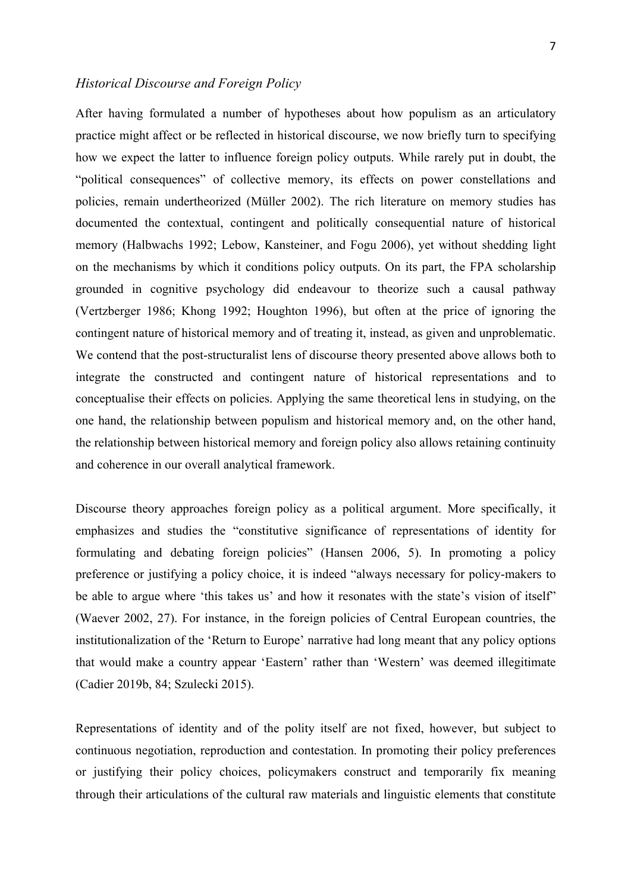*Historical Discourse and Foreign Policy*

After having formulated a number of hypotheses about how populism as an articulatory practice might affect or be reflected in historical discourse, we now briefly turn to specifying how we expect the latter to influence foreign policy outputs. While rarely put in doubt, the "political consequences" of collective memory, its effects on power constellations and policies, remain undertheorized (Müller 2002). The rich literature on memory studies has documented the contextual, contingent and politically consequential nature of historical memory (Halbwachs 1992; Lebow, Kansteiner, and Fogu 2006), yet without shedding light on the mechanisms by which it conditions policy outputs. On its part, the FPA scholarship grounded in cognitive psychology did endeavour to theorize such a causal pathway (Vertzberger 1986; Khong 1992; Houghton 1996), but often at the price of ignoring the contingent nature of historical memory and of treating it, instead, as given and unproblematic. We contend that the post-structuralist lens of discourse theory presented above allows both to integrate the constructed and contingent nature of historical representations and to conceptualise their effects on policies. Applying the same theoretical lens in studying, on the one hand, the relationship between populism and historical memory and, on the other hand, the relationship between historical memory and foreign policy also allows retaining continuity and coherence in our overall analytical framework.

Discourse theory approaches foreign policy as a political argument. More specifically, it emphasizes and studies the "constitutive significance of representations of identity for formulating and debating foreign policies" (Hansen 2006, 5). In promoting a policy preference or justifying a policy choice, it is indeed "always necessary for policy-makers to be able to argue where 'this takes us' and how it resonates with the state's vision of itself" (Waever 2002, 27). For instance, in the foreign policies of Central European countries, the institutionalization of the 'Return to Europe' narrative had long meant that any policy options that would make a country appear 'Eastern' rather than 'Western' was deemed illegitimate (Cadier 2019b, 84; Szulecki 2015).

Representations of identity and of the polity itself are not fixed, however, but subject to continuous negotiation, reproduction and contestation. In promoting their policy preferences or justifying their policy choices, policymakers construct and temporarily fix meaning through their articulations of the cultural raw materials and linguistic elements that constitute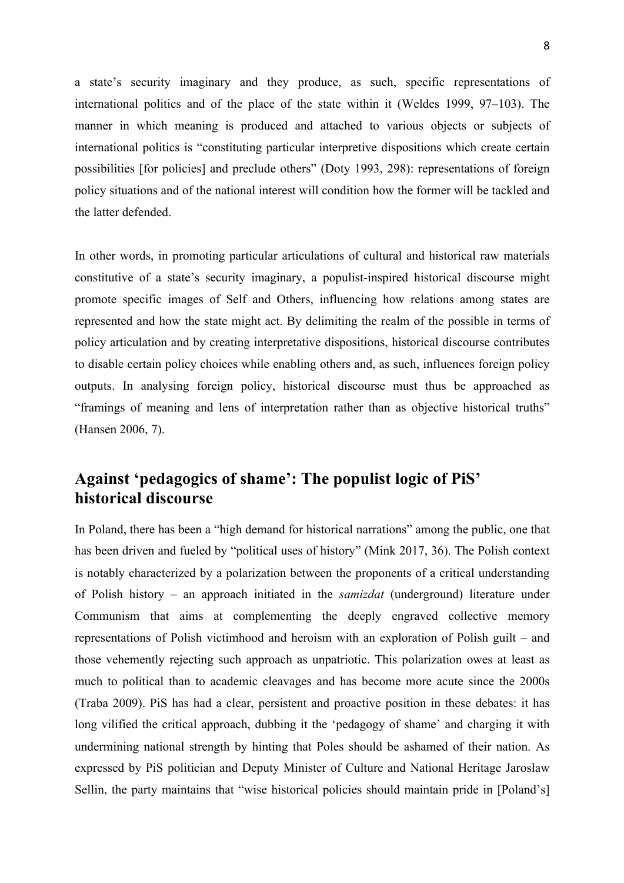a state's security imaginary and they produce, as such, specific representations of international politics and of the place of the state within it (Weldes 1999, 97–103). The manner in which meaning is produced and attached to various objects or subjects of international politics is "constituting particular interpretive dispositions which create certain possibilities [for policies] and preclude others" (Doty 1993, 298): representations of foreign policy situations and of the national interest will condition how the former will be tackled and the latter defended.

In other words, in promoting particular articulations of cultural and historical raw materials constitutive of a state's security imaginary, a populist-inspired historical discourse might promote specific images of Self and Others, influencing how relations among states are represented and how the state might act. By delimiting the realm of the possible in terms of policy articulation and by creating interpretative dispositions, historical discourse contributes to disable certain policy choices while enabling others and, as such, influences foreign policy outputs. In analysing foreign policy, historical discourse must thus be approached as "framings of meaning and lens of interpretation rather than as objective historical truths" (Hansen 2006, 7).

## Against 'pedagogics of shame': The populist logic of PiS' historical discourse

In Poland, there has been a "high demand for historical narrations" among the public, one that has been driven and fueled by "political uses of history" (Mink 2017, 36). The Polish context is notably characterized by a polarization between the proponents of a critical understanding of Polish history – an approach initiated in the *samizdat* (underground) literature under Communism that aims at complementing the deeply engraved collective memory representations of Polish victimhood and heroism with an exploration of Polish guilt – and those vehemently rejecting such approach as unpatriotic. This polarization owes at least as much to political than to academic cleavages and has become more acute since the 2000s (Traba 2009). PiS has had a clear, persistent and proactive position in these debates: it has long vilified the critical approach, dubbing it the 'pedagogy of shame' and charging it with undermining national strength by hinting that Poles should be ashamed of their nation. As expressed by PiS politician and Deputy Minister of Culture and National Heritage Jarosław Sellin, the party maintains that "wise historical policies should maintain pride in [Poland's]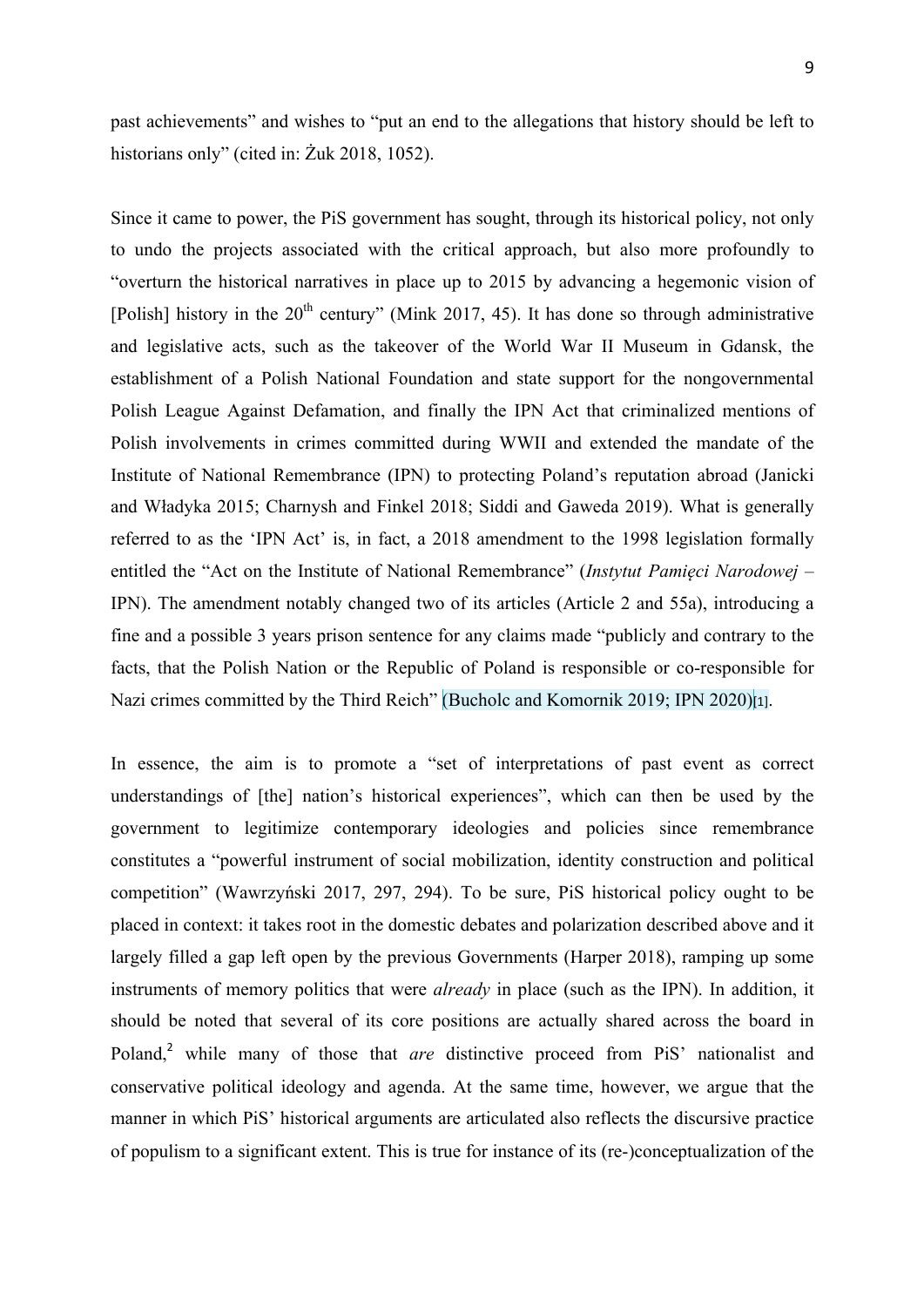past achievements" and wishes to "put an end to the allegations that history should be left to historians only" (cited in: Żuk 2018, 1052).

Since it came to power, the PiS government has sought, through its historical policy, not only to undo the projects associated with the critical approach, but also more profoundly to "overturn the historical narratives in place up to 2015 by advancing a hegemonic vision of [Polish] history in the 20th century" (Mink 2017, 45). It has done so through administrative and legislative acts, such as the takeover of the World War II Museum in Gdansk, the establishment of a Polish National Foundation and state support for the nongovernmental Polish League Against Defamation, and finally the IPN Act that criminalized mentions of Polish involvements in crimes committed during WWII and extended the mandate of the Institute of National Remembrance (IPN) to protecting Poland's reputation abroad (Janicki and Władyka 2015; Charnysh and Finkel 2018; Siddi and Gaweda 2019). What is generally referred to as the 'IPN Act' is, in fact, a 2018 amendment to the 1998 legislation formally entitled the "Act on the Institute of National Remembrance" (*Instytut Pamięci Narodowej* – IPN). The amendment notably changed two of its articles (Article 2 and 55a), introducing a fine and a possible 3 years prison sentence for any claims made "publicly and contrary to the facts, that the Polish Nation or the Republic of Poland is responsible or co-responsible for Nazi crimes committed by the Third Reich" (Bucholc and Komornik 2019; IPN 2020)[1].

In essence, the aim is to promote a "set of interpretations of past event as correct understandings of [the] nation's historical experiences", which can then be used by the government to legitimize contemporary ideologies and policies since remembrance constitutes a "powerful instrument of social mobilization, identity construction and political competition" (Wawrzyński 2017, 297, 294). To be sure, PiS historical policy ought to be placed in context: it takes root in the domestic debates and polarization described above and it largely filled a gap left open by the previous Governments (Harper 2018), ramping up some instruments of memory politics that were *already* in place (such as the IPN). In addition, it should be noted that several of its core positions are actually shared across the board in Poland,[2] while many of those that *are* distinctive proceed from PiS' nationalist and conservative political ideology and agenda. At the same time, however, we argue that the manner in which PiS' historical arguments are articulated also reflects the discursive practice of populism to a significant extent. This is true for instance of its (re-)conceptualization of the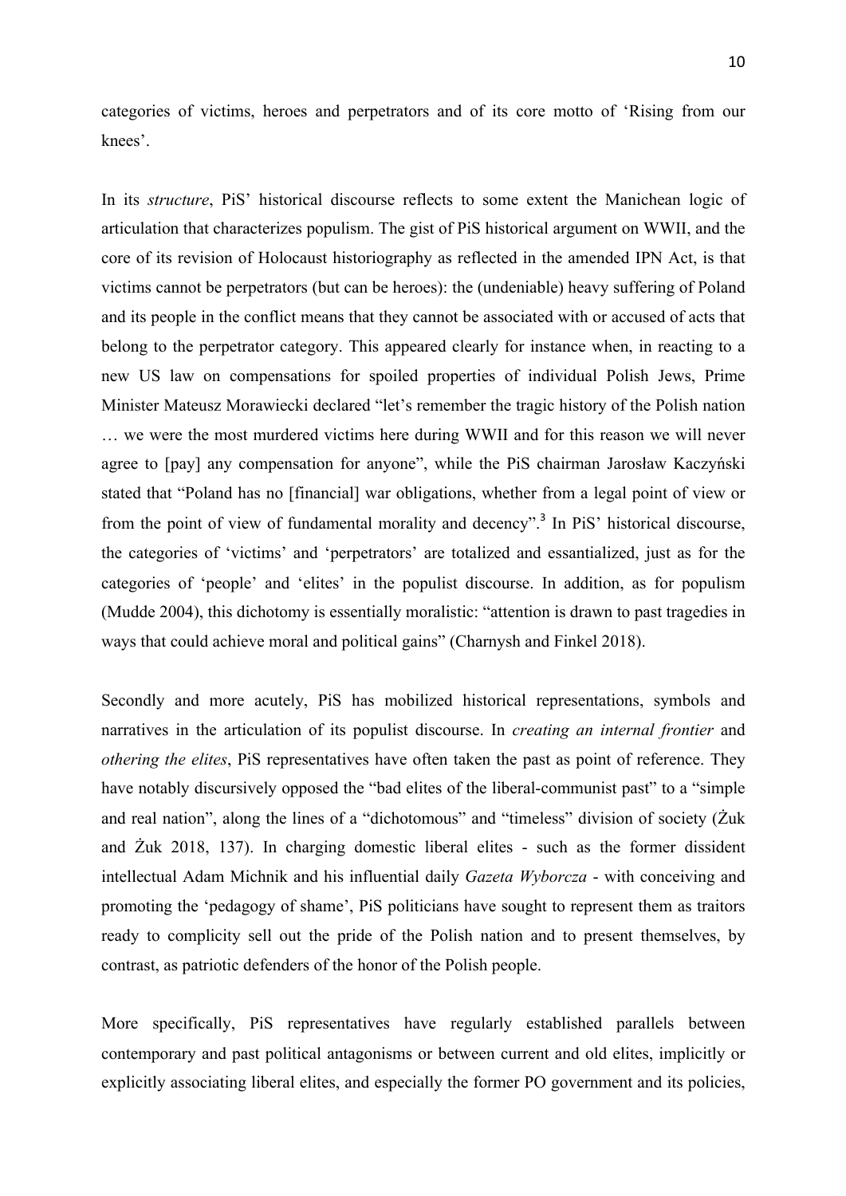categories of victims, heroes and perpetrators and of its core motto of 'Rising from our knees'.

In its *structure*, PiS' historical discourse reflects to some extent the Manichean logic of articulation that characterizes populism. The gist of PiS historical argument on WWII, and the core of its revision of Holocaust historiography as reflected in the amended IPN Act, is that victims cannot be perpetrators (but can be heroes): the (undeniable) heavy suffering of Poland and its people in the conflict means that they cannot be associated with or accused of acts that belong to the perpetrator category. This appeared clearly for instance when, in reacting to a new US law on compensations for spoiled properties of individual Polish Jews, Prime Minister Mateusz Morawiecki declared "let's remember the tragic history of the Polish nation … we were the most murdered victims here during WWII and for this reason we will never agree to [pay] any compensation for anyone", while the PiS chairman Jarosław Kaczyński stated that "Poland has no [financial] war obligations, whether from a legal point of view or from the point of view of fundamental morality and decency".[3] In PiS' historical discourse, the categories of 'victims' and 'perpetrators' are totalized and essantialized, just as for the categories of 'people' and 'elites' in the populist discourse. In addition, as for populism (Mudde 2004), this dichotomy is essentially moralistic: "attention is drawn to past tragedies in ways that could achieve moral and political gains" (Charnysh and Finkel 2018).

Secondly and more acutely, PiS has mobilized historical representations, symbols and narratives in the articulation of its populist discourse. In *creating an internal frontier* and *othering the elites*, PiS representatives have often taken the past as point of reference. They have notably discursively opposed the "bad elites of the liberal-communist past" to a "simple and real nation", along the lines of a "dichotomous" and "timeless" division of society (Żuk and Żuk 2018, 137). In charging domestic liberal elites - such as the former dissident intellectual Adam Michnik and his influential daily *Gazeta Wyborcza* - with conceiving and promoting the 'pedagogy of shame', PiS politicians have sought to represent them as traitors ready to complicity sell out the pride of the Polish nation and to present themselves, by contrast, as patriotic defenders of the honor of the Polish people.

More specifically, PiS representatives have regularly established parallels between contemporary and past political antagonisms or between current and old elites, implicitly or explicitly associating liberal elites, and especially the former PO government and its policies,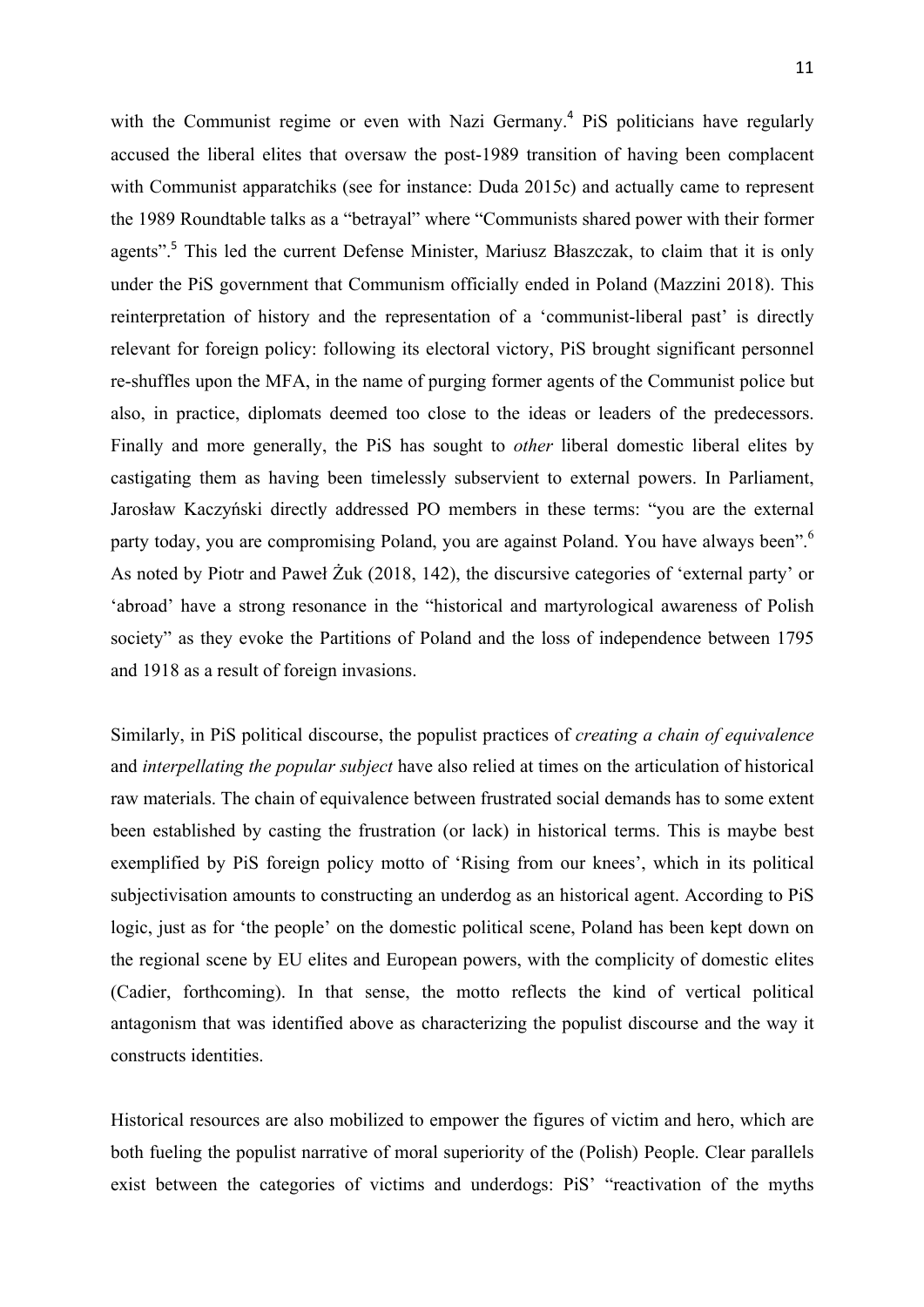with the Communist regime or even with Nazi Germany.[4] PiS politicians have regularly accused the liberal elites that oversaw the post-1989 transition of having been complacent with Communist apparatchiks (see for instance: Duda 2015c) and actually came to represent the 1989 Roundtable talks as a "betrayal" where "Communists shared power with their former agents".[5] This led the current Defense Minister, Mariusz Błaszczak, to claim that it is only under the PiS government that Communism officially ended in Poland (Mazzini 2018). This reinterpretation of history and the representation of a 'communist-liberal past' is directly relevant for foreign policy: following its electoral victory, PiS brought significant personnel re-shuffles upon the MFA, in the name of purging former agents of the Communist police but also, in practice, diplomats deemed too close to the ideas or leaders of the predecessors. Finally and more generally, the PiS has sought to *other* liberal domestic liberal elites by castigating them as having been timelessly subservient to external powers. In Parliament, Jarosław Kaczyński directly addressed PO members in these terms: "you are the external party today, you are compromising Poland, you are against Poland. You have always been".[6] As noted by Piotr and Paweł Żuk (2018, 142), the discursive categories of 'external party' or 'abroad' have a strong resonance in the "historical and martyrological awareness of Polish society" as they evoke the Partitions of Poland and the loss of independence between 1795 and 1918 as a result of foreign invasions.

Similarly, in PiS political discourse, the populist practices of *creating a chain of equivalence* and *interpellating the popular subject* have also relied at times on the articulation of historical raw materials. The chain of equivalence between frustrated social demands has to some extent been established by casting the frustration (or lack) in historical terms. This is maybe best exemplified by PiS foreign policy motto of 'Rising from our knees', which in its political subjectivisation amounts to constructing an underdog as an historical agent. According to PiS logic, just as for 'the people' on the domestic political scene, Poland has been kept down on the regional scene by EU elites and European powers, with the complicity of domestic elites (Cadier, forthcoming). In that sense, the motto reflects the kind of vertical political antagonism that was identified above as characterizing the populist discourse and the way it constructs identities.

Historical resources are also mobilized to empower the figures of victim and hero, which are both fueling the populist narrative of moral superiority of the (Polish) People. Clear parallels exist between the categories of victims and underdogs: PiS' "reactivation of the myths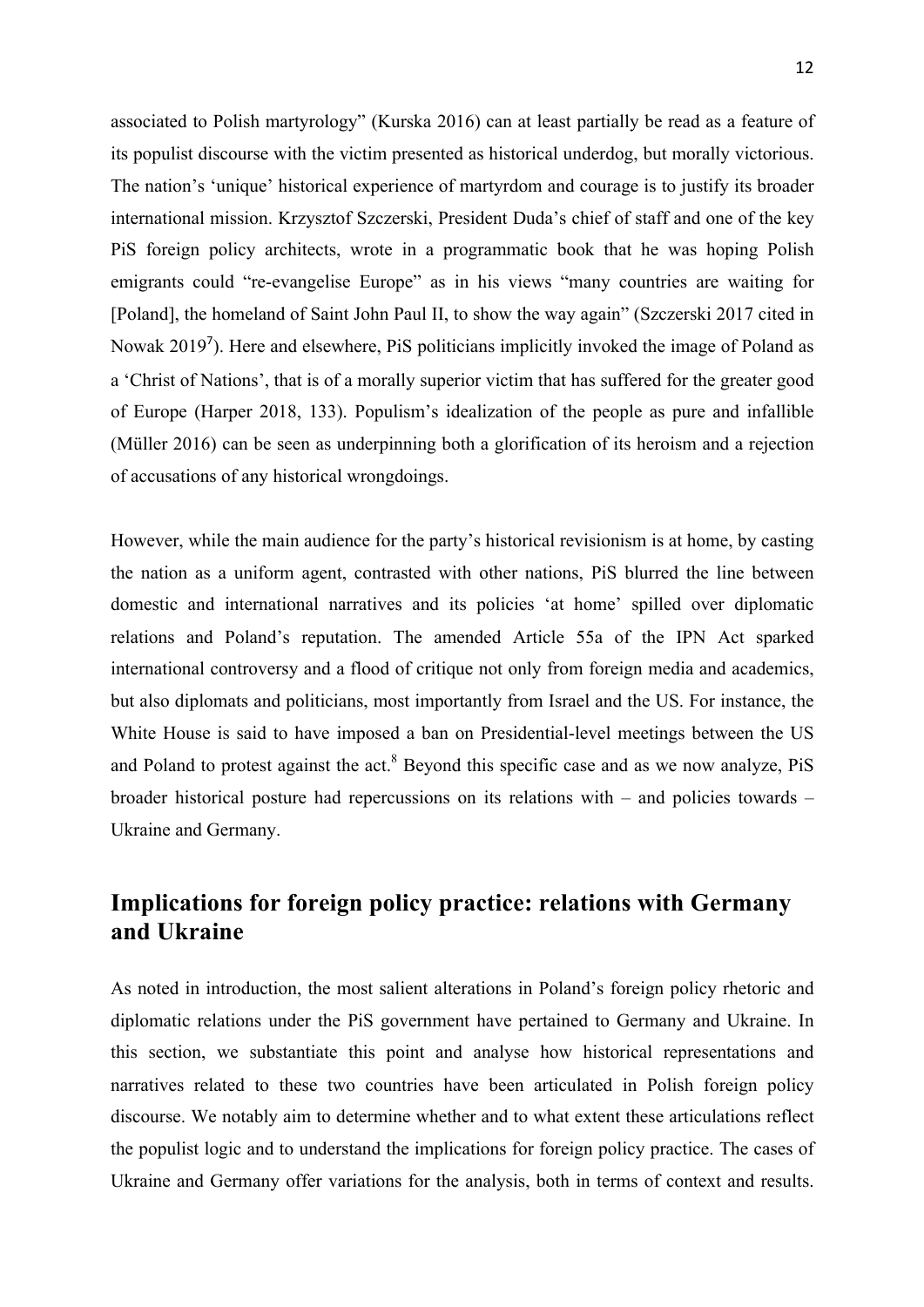associated to Polish martyrology" (Kurska 2016) can at least partially be read as a feature of its populist discourse with the victim presented as historical underdog, but morally victorious. The nation's 'unique' historical experience of martyrdom and courage is to justify its broader international mission. Krzysztof Szczerski, President Duda's chief of staff and one of the key PiS foreign policy architects, wrote in a programmatic book that he was hoping Polish emigrants could "re-evangelise Europe" as in his views "many countries are waiting for [Poland], the homeland of Saint John Paul II, to show the way again" (Szczerski 2017 cited in Nowak 2019[7]). Here and elsewhere, PiS politicians implicitly invoked the image of Poland as a 'Christ of Nations', that is of a morally superior victim that has suffered for the greater good of Europe (Harper 2018, 133). Populism's idealization of the people as pure and infallible (Müller 2016) can be seen as underpinning both a glorification of its heroism and a rejection of accusations of any historical wrongdoings.

However, while the main audience for the party's historical revisionism is at home, by casting the nation as a uniform agent, contrasted with other nations, PiS blurred the line between domestic and international narratives and its policies 'at home' spilled over diplomatic relations and Poland's reputation. The amended Article 55a of the IPN Act sparked international controversy and a flood of critique not only from foreign media and academics, but also diplomats and politicians, most importantly from Israel and the US. For instance, the White House is said to have imposed a ban on Presidential-level meetings between the US and Poland to protest against the act.[8] Beyond this specific case and as we now analyze, PiS broader historical posture had repercussions on its relations with – and policies towards – Ukraine and Germany.

## Implications for foreign policy practice: relations with Germany and Ukraine

As noted in introduction, the most salient alterations in Poland's foreign policy rhetoric and diplomatic relations under the PiS government have pertained to Germany and Ukraine. In this section, we substantiate this point and analyse how historical representations and narratives related to these two countries have been articulated in Polish foreign policy discourse. We notably aim to determine whether and to what extent these articulations reflect the populist logic and to understand the implications for foreign policy practice. The cases of Ukraine and Germany offer variations for the analysis, both in terms of context and results.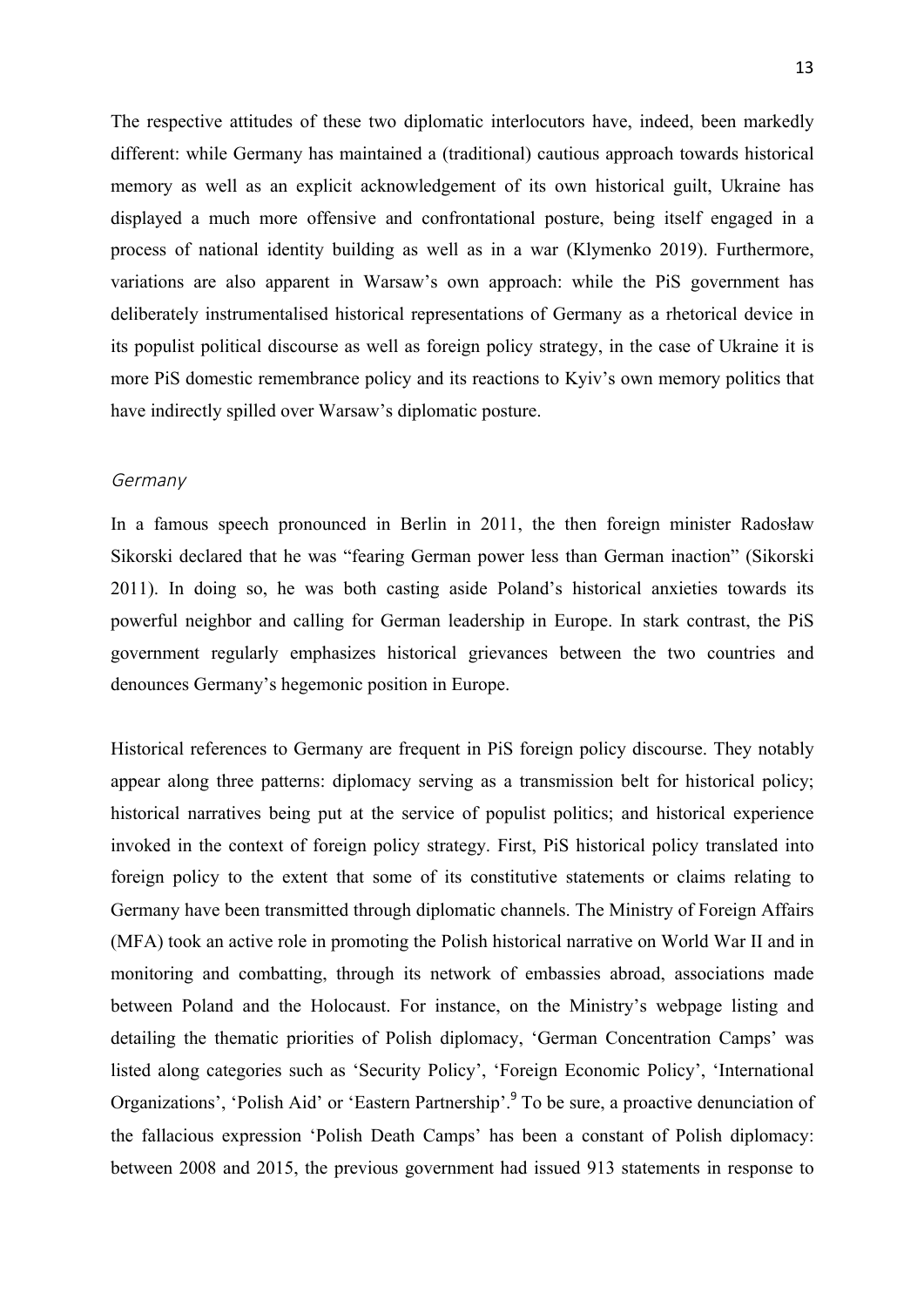The respective attitudes of these two diplomatic interlocutors have, indeed, been markedly different: while Germany has maintained a (traditional) cautious approach towards historical memory as well as an explicit acknowledgement of its own historical guilt, Ukraine has displayed a much more offensive and confrontational posture, being itself engaged in a process of national identity building as well as in a war (Klymenko 2019). Furthermore, variations are also apparent in Warsaw's own approach: while the PiS government has deliberately instrumentalised historical representations of Germany as a rhetorical device in its populist political discourse as well as foreign policy strategy, in the case of Ukraine it is more PiS domestic remembrance policy and its reactions to Kyiv's own memory politics that have indirectly spilled over Warsaw's diplomatic posture.

### *Germany*

In a famous speech pronounced in Berlin in 2011, the then foreign minister Radosław Sikorski declared that he was "fearing German power less than German inaction" (Sikorski 2011). In doing so, he was both casting aside Poland's historical anxieties towards its powerful neighbor and calling for German leadership in Europe. In stark contrast, the PiS government regularly emphasizes historical grievances between the two countries and denounces Germany's hegemonic position in Europe.

Historical references to Germany are frequent in PiS foreign policy discourse. They notably appear along three patterns: diplomacy serving as a transmission belt for historical policy; historical narratives being put at the service of populist politics; and historical experience invoked in the context of foreign policy strategy. First, PiS historical policy translated into foreign policy to the extent that some of its constitutive statements or claims relating to Germany have been transmitted through diplomatic channels. The Ministry of Foreign Affairs (MFA) took an active role in promoting the Polish historical narrative on World War II and in monitoring and combatting, through its network of embassies abroad, associations made between Poland and the Holocaust. For instance, on the Ministry's webpage listing and detailing the thematic priorities of Polish diplomacy, 'German Concentration Camps' was listed along categories such as 'Security Policy', 'Foreign Economic Policy', 'International Organizations', 'Polish Aid' or 'Eastern Partnership'.[9] To be sure, a proactive denunciation of the fallacious expression 'Polish Death Camps' has been a constant of Polish diplomacy: between 2008 and 2015, the previous government had issued 913 statements in response to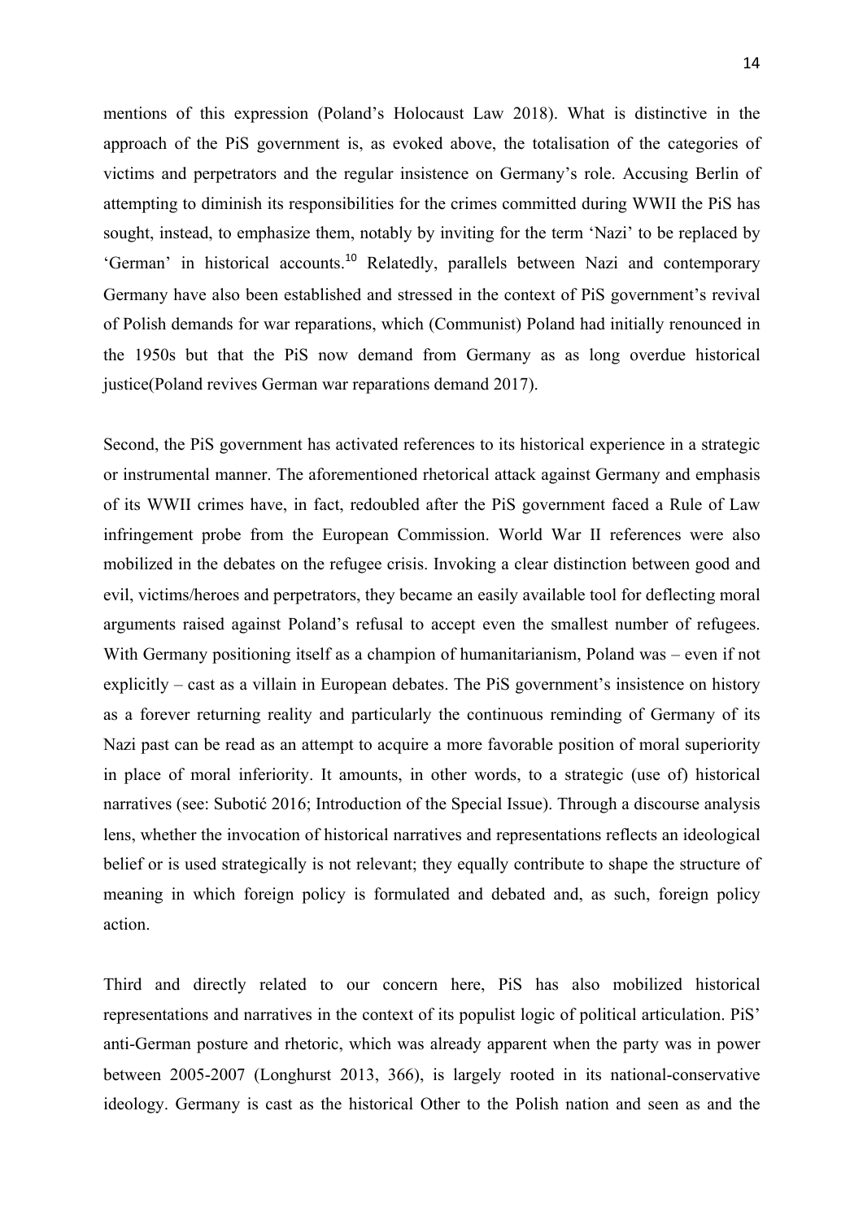mentions of this expression (Poland's Holocaust Law 2018). What is distinctive in the approach of the PiS government is, as evoked above, the totalisation of the categories of victims and perpetrators and the regular insistence on Germany's role. Accusing Berlin of attempting to diminish its responsibilities for the crimes committed during WWII the PiS has sought, instead, to emphasize them, notably by inviting for the term 'Nazi' to be replaced by 'German' in historical accounts.[10] Relatedly, parallels between Nazi and contemporary Germany have also been established and stressed in the context of PiS government's revival of Polish demands for war reparations, which (Communist) Poland had initially renounced in the 1950s but that the PiS now demand from Germany as as long overdue historical justice(Poland revives German war reparations demand 2017).

Second, the PiS government has activated references to its historical experience in a strategic or instrumental manner. The aforementioned rhetorical attack against Germany and emphasis of its WWII crimes have, in fact, redoubled after the PiS government faced a Rule of Law infringement probe from the European Commission. World War II references were also mobilized in the debates on the refugee crisis. Invoking a clear distinction between good and evil, victims/heroes and perpetrators, they became an easily available tool for deflecting moral arguments raised against Poland's refusal to accept even the smallest number of refugees. With Germany positioning itself as a champion of humanitarianism, Poland was – even if not explicitly – cast as a villain in European debates. The PiS government's insistence on history as a forever returning reality and particularly the continuous reminding of Germany of its Nazi past can be read as an attempt to acquire a more favorable position of moral superiority in place of moral inferiority. It amounts, in other words, to a strategic (use of) historical narratives (see: Subotić 2016; Introduction of the Special Issue). Through a discourse analysis lens, whether the invocation of historical narratives and representations reflects an ideological belief or is used strategically is not relevant; they equally contribute to shape the structure of meaning in which foreign policy is formulated and debated and, as such, foreign policy action.

Third and directly related to our concern here, PiS has also mobilized historical representations and narratives in the context of its populist logic of political articulation. PiS' anti-German posture and rhetoric, which was already apparent when the party was in power between 2005-2007 (Longhurst 2013, 366), is largely rooted in its national-conservative ideology. Germany is cast as the historical Other to the Polish nation and seen as and the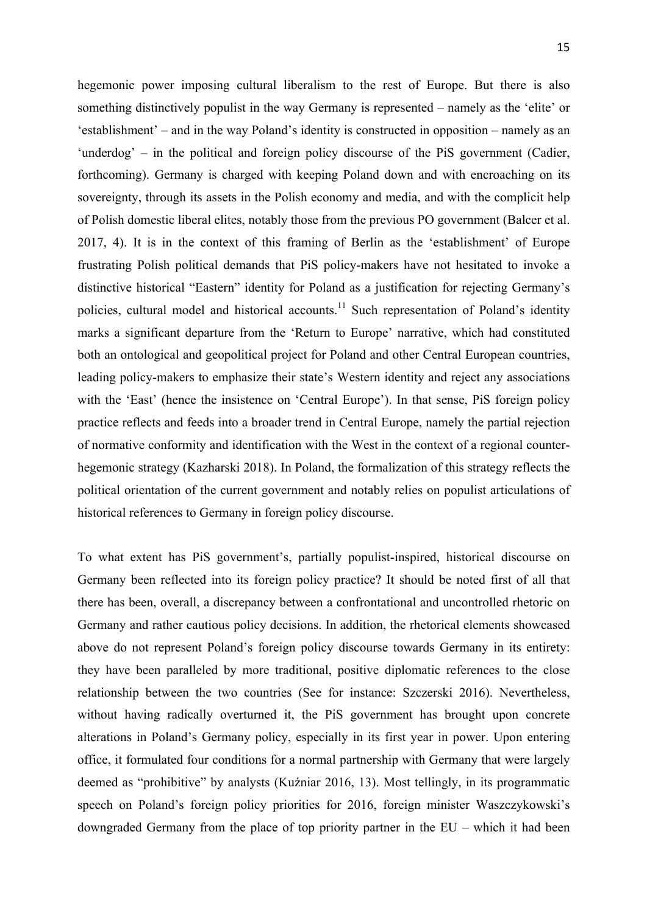hegemonic power imposing cultural liberalism to the rest of Europe. But there is also something distinctively populist in the way Germany is represented – namely as the 'elite' or 'establishment' – and in the way Poland's identity is constructed in opposition – namely as an 'underdog' – in the political and foreign policy discourse of the PiS government (Cadier, forthcoming). Germany is charged with keeping Poland down and with encroaching on its sovereignty, through its assets in the Polish economy and media, and with the complicit help of Polish domestic liberal elites, notably those from the previous PO government (Balcer et al. 2017, 4). It is in the context of this framing of Berlin as the 'establishment' of Europe frustrating Polish political demands that PiS policy-makers have not hesitated to invoke a distinctive historical "Eastern" identity for Poland as a justification for rejecting Germany's policies, cultural model and historical accounts.[11] Such representation of Poland's identity marks a significant departure from the 'Return to Europe' narrative, which had constituted both an ontological and geopolitical project for Poland and other Central European countries, leading policy-makers to emphasize their state's Western identity and reject any associations with the 'East' (hence the insistence on 'Central Europe'). In that sense, PiS foreign policy practice reflects and feeds into a broader trend in Central Europe, namely the partial rejection of normative conformity and identification with the West in the context of a regional counter-hegemonic strategy (Kazharski 2018). In Poland, the formalization of this strategy reflects the political orientation of the current government and notably relies on populist articulations of historical references to Germany in foreign policy discourse.

To what extent has PiS government's, partially populist-inspired, historical discourse on Germany been reflected into its foreign policy practice? It should be noted first of all that there has been, overall, a discrepancy between a confrontational and uncontrolled rhetoric on Germany and rather cautious policy decisions. In addition, the rhetorical elements showcased above do not represent Poland's foreign policy discourse towards Germany in its entirety: they have been paralleled by more traditional, positive diplomatic references to the close relationship between the two countries (See for instance: Szczerski 2016). Nevertheless, without having radically overturned it, the PiS government has brought upon concrete alterations in Poland's Germany policy, especially in its first year in power. Upon entering office, it formulated four conditions for a normal partnership with Germany that were largely deemed as "prohibitive" by analysts (Kuźniar 2016, 13). Most tellingly, in its programmatic speech on Poland's foreign policy priorities for 2016, foreign minister Waszczykowski's downgraded Germany from the place of top priority partner in the EU – which it had been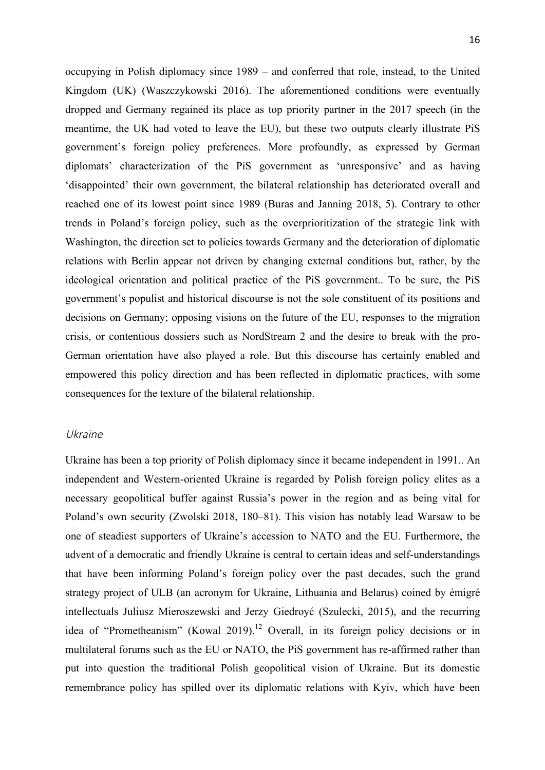occupying in Polish diplomacy since 1989 – and conferred that role, instead, to the United Kingdom (UK) (Waszczykowski 2016). The aforementioned conditions were eventually dropped and Germany regained its place as top priority partner in the 2017 speech (in the meantime, the UK had voted to leave the EU), but these two outputs clearly illustrate PiS government's foreign policy preferences. More profoundly, as expressed by German diplomats' characterization of the PiS government as 'unresponsive' and as having 'disappointed' their own government, the bilateral relationship has deteriorated overall and reached one of its lowest point since 1989 (Buras and Janning 2018, 5). Contrary to other trends in Poland's foreign policy, such as the overprioritization of the strategic link with Washington, the direction set to policies towards Germany and the deterioration of diplomatic relations with Berlin appear not driven by changing external conditions but, rather, by the ideological orientation and political practice of the PiS government.. To be sure, the PiS government's populist and historical discourse is not the sole constituent of its positions and decisions on Germany; opposing visions on the future of the EU, responses to the migration crisis, or contentious dossiers such as NordStream 2 and the desire to break with the pro-German orientation have also played a role. But this discourse has certainly enabled and empowered this policy direction and has been reflected in diplomatic practices, with some consequences for the texture of the bilateral relationship.

### *Ukraine*

Ukraine has been a top priority of Polish diplomacy since it became independent in 1991.. An independent and Western-oriented Ukraine is regarded by Polish foreign policy elites as a necessary geopolitical buffer against Russia's power in the region and as being vital for Poland's own security (Zwolski 2018, 180–81). This vision has notably lead Warsaw to be one of steadiest supporters of Ukraine's accession to NATO and the EU. Furthermore, the advent of a democratic and friendly Ukraine is central to certain ideas and self-understandings that have been informing Poland's foreign policy over the past decades, such the grand strategy project of ULB (an acronym for Ukraine, Lithuania and Belarus) coined by émigré intellectuals Juliusz Mieroszewski and Jerzy Giedroyć (Szulecki, 2015), and the recurring idea of "Prometheanism" (Kowal 2019).[12] Overall, in its foreign policy decisions or in multilateral forums such as the EU or NATO, the PiS government has re-affirmed rather than put into question the traditional Polish geopolitical vision of Ukraine. But its domestic remembrance policy has spilled over its diplomatic relations with Kyiv, which have been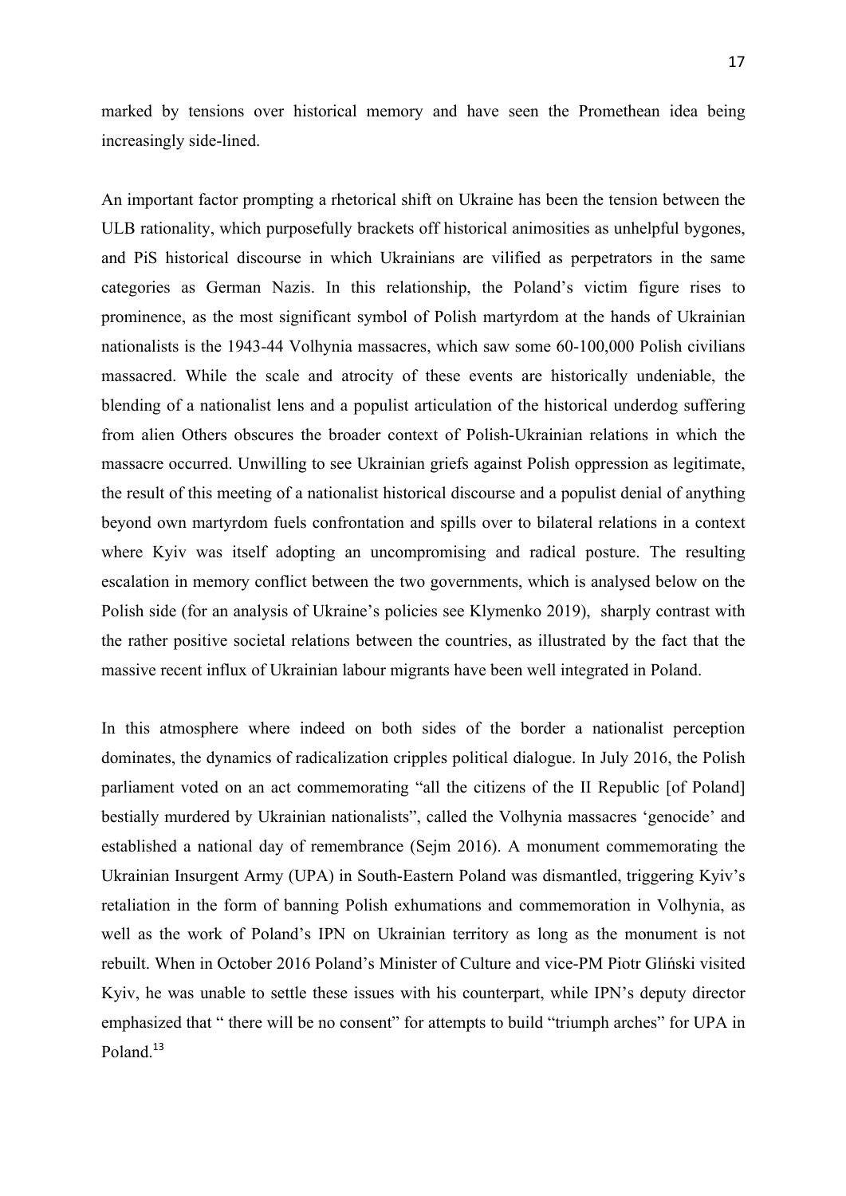marked by tensions over historical memory and have seen the Promethean idea being increasingly side-lined.

An important factor prompting a rhetorical shift on Ukraine has been the tension between the ULB rationality, which purposefully brackets off historical animosities as unhelpful bygones, and PiS historical discourse in which Ukrainians are vilified as perpetrators in the same categories as German Nazis. In this relationship, the Poland's victim figure rises to prominence, as the most significant symbol of Polish martyrdom at the hands of Ukrainian nationalists is the 1943-44 Volhynia massacres, which saw some 60-100,000 Polish civilians massacred. While the scale and atrocity of these events are historically undeniable, the blending of a nationalist lens and a populist articulation of the historical underdog suffering from alien Others obscures the broader context of Polish-Ukrainian relations in which the massacre occurred. Unwilling to see Ukrainian griefs against Polish oppression as legitimate, the result of this meeting of a nationalist historical discourse and a populist denial of anything beyond own martyrdom fuels confrontation and spills over to bilateral relations in a context where Kyiv was itself adopting an uncompromising and radical posture. The resulting escalation in memory conflict between the two governments, which is analysed below on the Polish side (for an analysis of Ukraine's policies see Klymenko 2019), sharply contrast with the rather positive societal relations between the countries, as illustrated by the fact that the massive recent influx of Ukrainian labour migrants have been well integrated in Poland.

In this atmosphere where indeed on both sides of the border a nationalist perception dominates, the dynamics of radicalization cripples political dialogue. In July 2016, the Polish parliament voted on an act commemorating "all the citizens of the II Republic [of Poland] bestially murdered by Ukrainian nationalists", called the Volhynia massacres 'genocide' and established a national day of remembrance (Sejm 2016). A monument commemorating the Ukrainian Insurgent Army (UPA) in South-Eastern Poland was dismantled, triggering Kyiv's retaliation in the form of banning Polish exhumations and commemoration in Volhynia, as well as the work of Poland's IPN on Ukrainian territory as long as the monument is not rebuilt. When in October 2016 Poland's Minister of Culture and vice-PM Piotr Gliński visited Kyiv, he was unable to settle these issues with his counterpart, while IPN's deputy director emphasized that " there will be no consent" for attempts to build "triumph arches" for UPA in Poland.[13]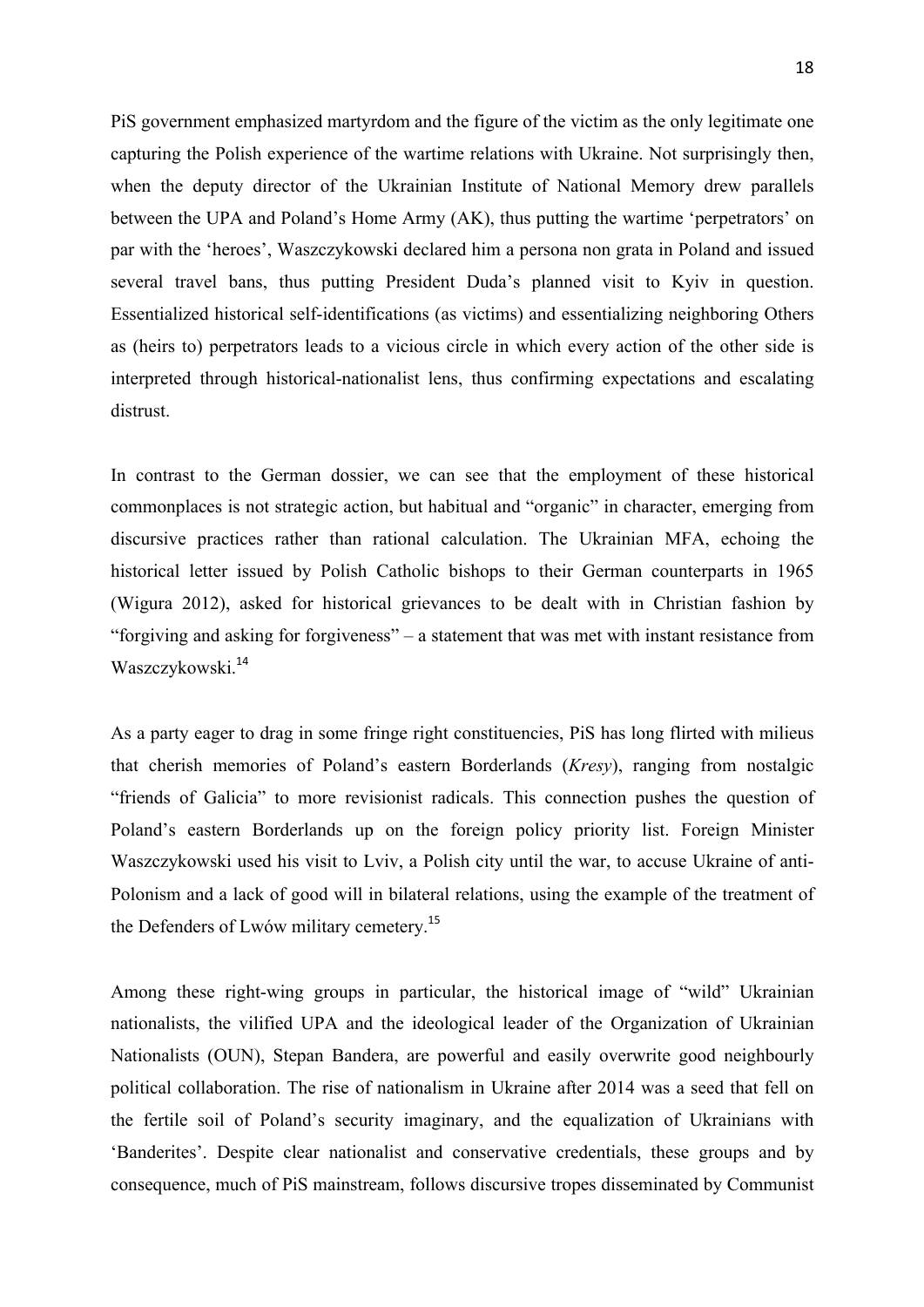PiS government emphasized martyrdom and the figure of the victim as the only legitimate one capturing the Polish experience of the wartime relations with Ukraine. Not surprisingly then, when the deputy director of the Ukrainian Institute of National Memory drew parallels between the UPA and Poland's Home Army (AK), thus putting the wartime 'perpetrators' on par with the 'heroes', Waszczykowski declared him a persona non grata in Poland and issued several travel bans, thus putting President Duda's planned visit to Kyiv in question. Essentialized historical self-identifications (as victims) and essentializing neighboring Others as (heirs to) perpetrators leads to a vicious circle in which every action of the other side is interpreted through historical-nationalist lens, thus confirming expectations and escalating distrust.

In contrast to the German dossier, we can see that the employment of these historical commonplaces is not strategic action, but habitual and "organic" in character, emerging from discursive practices rather than rational calculation. The Ukrainian MFA, echoing the historical letter issued by Polish Catholic bishops to their German counterparts in 1965 (Wigura 2012), asked for historical grievances to be dealt with in Christian fashion by "forgiving and asking for forgiveness" – a statement that was met with instant resistance from Waszczykowski.[14]

As a party eager to drag in some fringe right constituencies, PiS has long flirted with milieus that cherish memories of Poland's eastern Borderlands (*Kresy*), ranging from nostalgic "friends of Galicia" to more revisionist radicals. This connection pushes the question of Poland's eastern Borderlands up on the foreign policy priority list. Foreign Minister Waszczykowski used his visit to Lviv, a Polish city until the war, to accuse Ukraine of anti-Polonism and a lack of good will in bilateral relations, using the example of the treatment of the Defenders of Lwów military cemetery.[15]

Among these right-wing groups in particular, the historical image of "wild" Ukrainian nationalists, the vilified UPA and the ideological leader of the Organization of Ukrainian Nationalists (OUN), Stepan Bandera, are powerful and easily overwrite good neighbourly political collaboration. The rise of nationalism in Ukraine after 2014 was a seed that fell on the fertile soil of Poland's security imaginary, and the equalization of Ukrainians with 'Banderites'. Despite clear nationalist and conservative credentials, these groups and by consequence, much of PiS mainstream, follows discursive tropes disseminated by Communist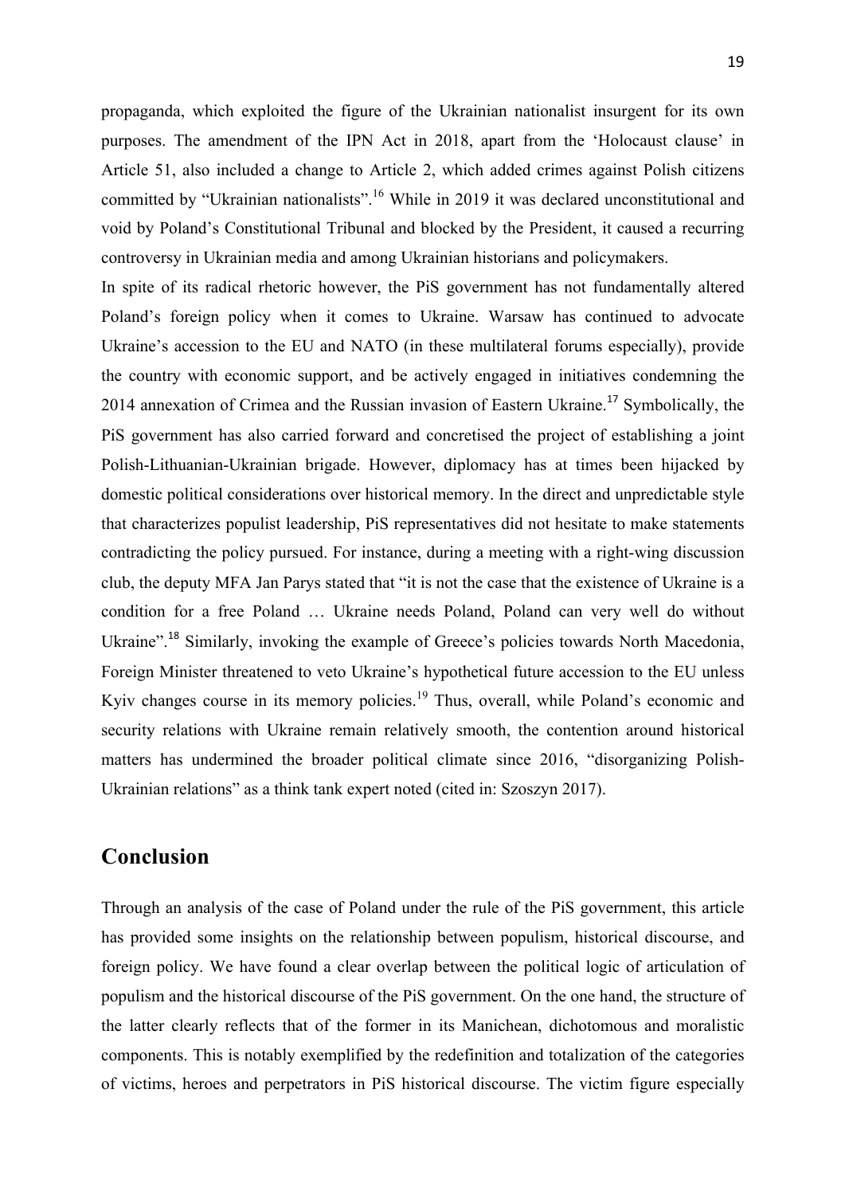propaganda, which exploited the figure of the Ukrainian nationalist insurgent for its own purposes. The amendment of the IPN Act in 2018, apart from the 'Holocaust clause' in Article 51, also included a change to Article 2, which added crimes against Polish citizens committed by "Ukrainian nationalists".[16] While in 2019 it was declared unconstitutional and void by Poland's Constitutional Tribunal and blocked by the President, it caused a recurring controversy in Ukrainian media and among Ukrainian historians and policymakers.

In spite of its radical rhetoric however, the PiS government has not fundamentally altered Poland's foreign policy when it comes to Ukraine. Warsaw has continued to advocate Ukraine's accession to the EU and NATO (in these multilateral forums especially), provide the country with economic support, and be actively engaged in initiatives condemning the 2014 annexation of Crimea and the Russian invasion of Eastern Ukraine.[17] Symbolically, the PiS government has also carried forward and concretised the project of establishing a joint Polish-Lithuanian-Ukrainian brigade. However, diplomacy has at times been hijacked by domestic political considerations over historical memory. In the direct and unpredictable style that characterizes populist leadership, PiS representatives did not hesitate to make statements contradicting the policy pursued. For instance, during a meeting with a right-wing discussion club, the deputy MFA Jan Parys stated that "it is not the case that the existence of Ukraine is a condition for a free Poland … Ukraine needs Poland, Poland can very well do without Ukraine".[18] Similarly, invoking the example of Greece's policies towards North Macedonia, Foreign Minister threatened to veto Ukraine's hypothetical future accession to the EU unless Kyiv changes course in its memory policies.[19] Thus, overall, while Poland's economic and security relations with Ukraine remain relatively smooth, the contention around historical matters has undermined the broader political climate since 2016, "disorganizing Polish-Ukrainian relations" as a think tank expert noted (cited in: Szoszyn 2017).

## Conclusion

Through an analysis of the case of Poland under the rule of the PiS government, this article has provided some insights on the relationship between populism, historical discourse, and foreign policy. We have found a clear overlap between the political logic of articulation of populism and the historical discourse of the PiS government. On the one hand, the structure of the latter clearly reflects that of the former in its Manichean, dichotomous and moralistic components. This is notably exemplified by the redefinition and totalization of the categories of victims, heroes and perpetrators in PiS historical discourse. The victim figure especially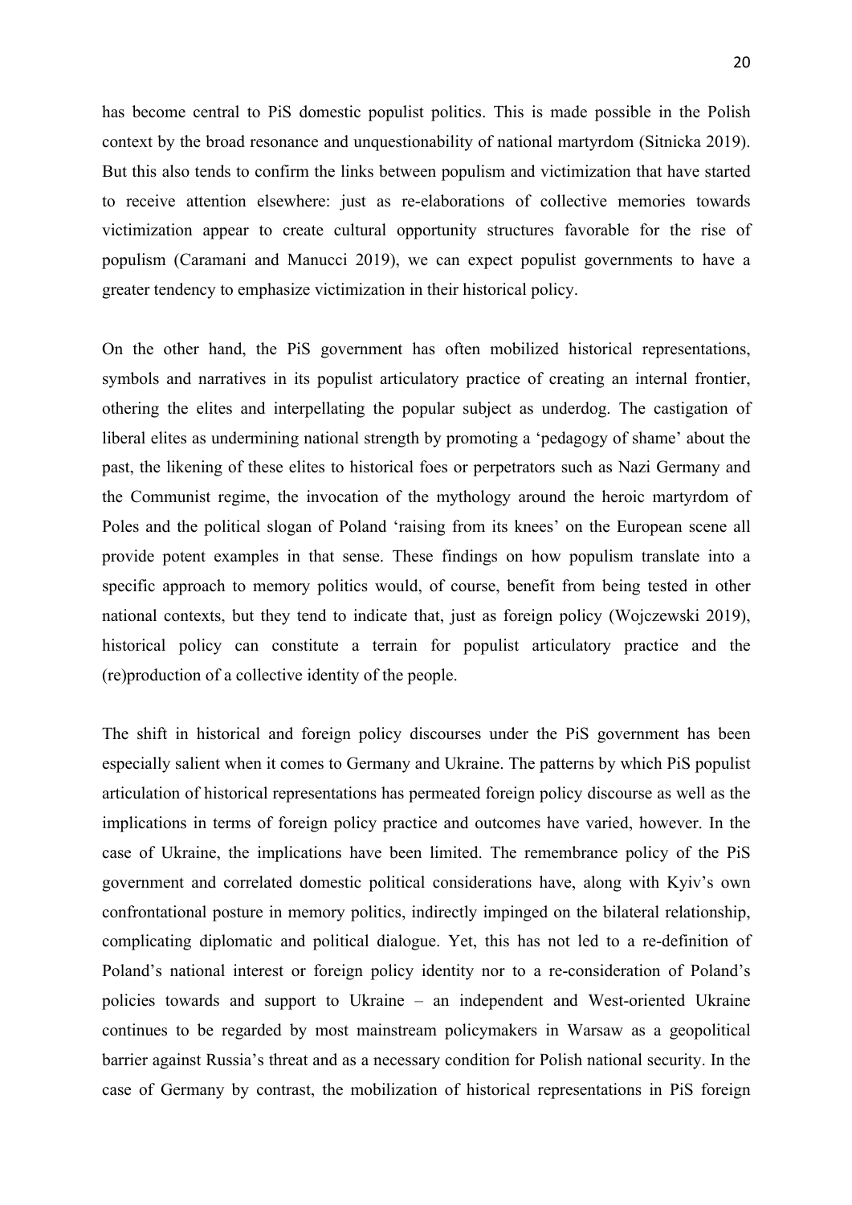has become central to PiS domestic populist politics. This is made possible in the Polish context by the broad resonance and unquestionability of national martyrdom (Sitnicka 2019). But this also tends to confirm the links between populism and victimization that have started to receive attention elsewhere: just as re-elaborations of collective memories towards victimization appear to create cultural opportunity structures favorable for the rise of populism (Caramani and Manucci 2019), we can expect populist governments to have a greater tendency to emphasize victimization in their historical policy.

On the other hand, the PiS government has often mobilized historical representations, symbols and narratives in its populist articulatory practice of creating an internal frontier, othering the elites and interpellating the popular subject as underdog. The castigation of liberal elites as undermining national strength by promoting a 'pedagogy of shame' about the past, the likening of these elites to historical foes or perpetrators such as Nazi Germany and the Communist regime, the invocation of the mythology around the heroic martyrdom of Poles and the political slogan of Poland 'raising from its knees' on the European scene all provide potent examples in that sense. These findings on how populism translate into a specific approach to memory politics would, of course, benefit from being tested in other national contexts, but they tend to indicate that, just as foreign policy (Wojczewski 2019), historical policy can constitute a terrain for populist articulatory practice and the (re)production of a collective identity of the people.

The shift in historical and foreign policy discourses under the PiS government has been especially salient when it comes to Germany and Ukraine. The patterns by which PiS populist articulation of historical representations has permeated foreign policy discourse as well as the implications in terms of foreign policy practice and outcomes have varied, however. In the case of Ukraine, the implications have been limited. The remembrance policy of the PiS government and correlated domestic political considerations have, along with Kyiv's own confrontational posture in memory politics, indirectly impinged on the bilateral relationship, complicating diplomatic and political dialogue. Yet, this has not led to a re-definition of Poland's national interest or foreign policy identity nor to a re-consideration of Poland's policies towards and support to Ukraine – an independent and West-oriented Ukraine continues to be regarded by most mainstream policymakers in Warsaw as a geopolitical barrier against Russia's threat and as a necessary condition for Polish national security. In the case of Germany by contrast, the mobilization of historical representations in PiS foreign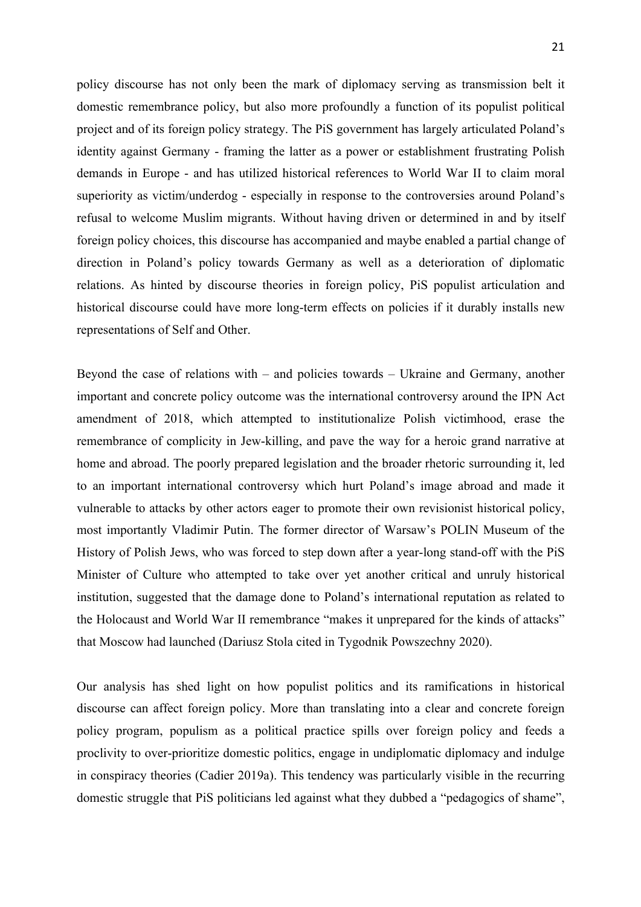policy discourse has not only been the mark of diplomacy serving as transmission belt it domestic remembrance policy, but also more profoundly a function of its populist political project and of its foreign policy strategy. The PiS government has largely articulated Poland's identity against Germany - framing the latter as a power or establishment frustrating Polish demands in Europe - and has utilized historical references to World War II to claim moral superiority as victim/underdog - especially in response to the controversies around Poland's refusal to welcome Muslim migrants. Without having driven or determined in and by itself foreign policy choices, this discourse has accompanied and maybe enabled a partial change of direction in Poland's policy towards Germany as well as a deterioration of diplomatic relations. As hinted by discourse theories in foreign policy, PiS populist articulation and historical discourse could have more long-term effects on policies if it durably installs new representations of Self and Other.

Beyond the case of relations with – and policies towards – Ukraine and Germany, another important and concrete policy outcome was the international controversy around the IPN Act amendment of 2018, which attempted to institutionalize Polish victimhood, erase the remembrance of complicity in Jew-killing, and pave the way for a heroic grand narrative at home and abroad. The poorly prepared legislation and the broader rhetoric surrounding it, led to an important international controversy which hurt Poland's image abroad and made it vulnerable to attacks by other actors eager to promote their own revisionist historical policy, most importantly Vladimir Putin. The former director of Warsaw's POLIN Museum of the History of Polish Jews, who was forced to step down after a year-long stand-off with the PiS Minister of Culture who attempted to take over yet another critical and unruly historical institution, suggested that the damage done to Poland's international reputation as related to the Holocaust and World War II remembrance "makes it unprepared for the kinds of attacks" that Moscow had launched (Dariusz Stola cited in Tygodnik Powszechny 2020).

Our analysis has shed light on how populist politics and its ramifications in historical discourse can affect foreign policy. More than translating into a clear and concrete foreign policy program, populism as a political practice spills over foreign policy and feeds a proclivity to over-prioritize domestic politics, engage in undiplomatic diplomacy and indulge in conspiracy theories (Cadier 2019a). This tendency was particularly visible in the recurring domestic struggle that PiS politicians led against what they dubbed a "pedagogics of shame",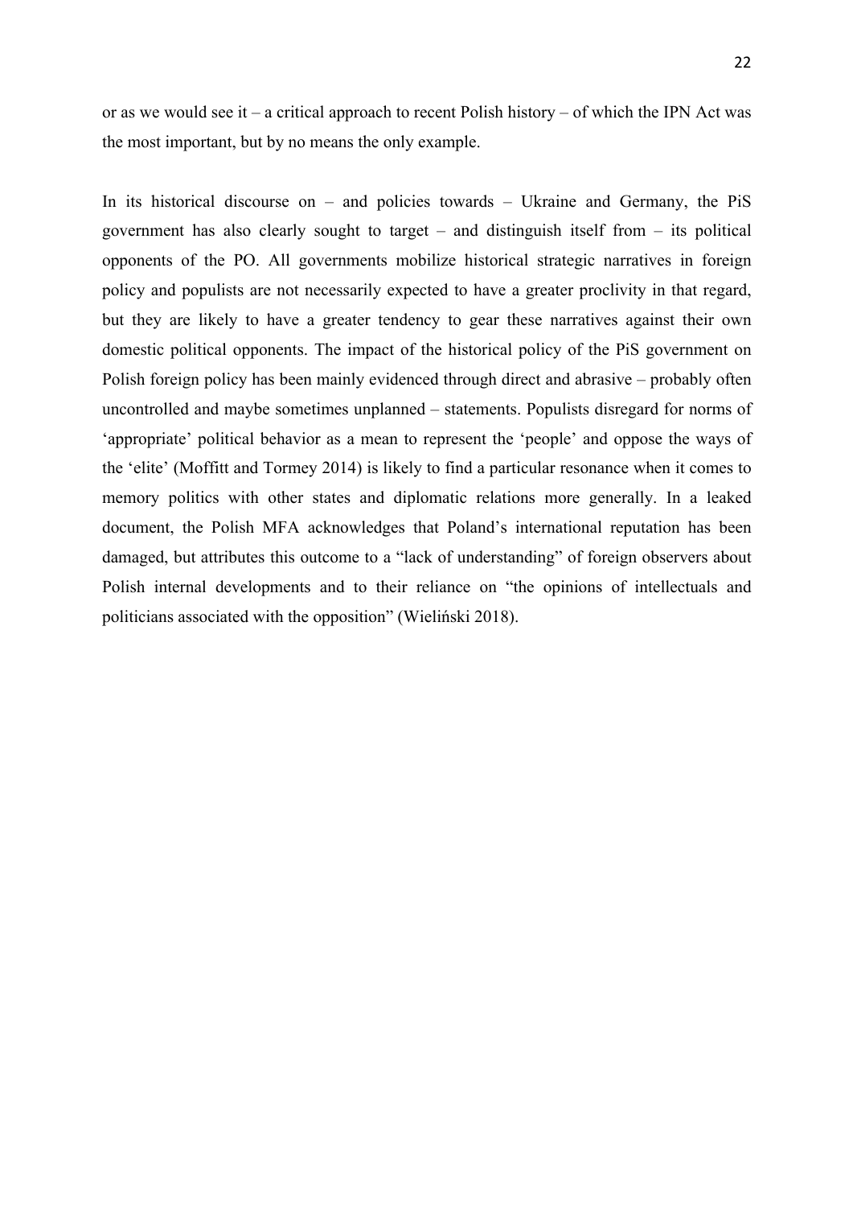or as we would see it – a critical approach to recent Polish history – of which the IPN Act was the most important, but by no means the only example.

In its historical discourse on – and policies towards – Ukraine and Germany, the PiS government has also clearly sought to target – and distinguish itself from – its political opponents of the PO. All governments mobilize historical strategic narratives in foreign policy and populists are not necessarily expected to have a greater proclivity in that regard, but they are likely to have a greater tendency to gear these narratives against their own domestic political opponents. The impact of the historical policy of the PiS government on Polish foreign policy has been mainly evidenced through direct and abrasive – probably often uncontrolled and maybe sometimes unplanned – statements. Populists disregard for norms of 'appropriate' political behavior as a mean to represent the 'people' and oppose the ways of the 'elite' (Moffitt and Tormey 2014) is likely to find a particular resonance when it comes to memory politics with other states and diplomatic relations more generally. In a leaked document, the Polish MFA acknowledges that Poland's international reputation has been damaged, but attributes this outcome to a "lack of understanding" of foreign observers about Polish internal developments and to their reliance on "the opinions of intellectuals and politicians associated with the opposition" (Wieliński 2018).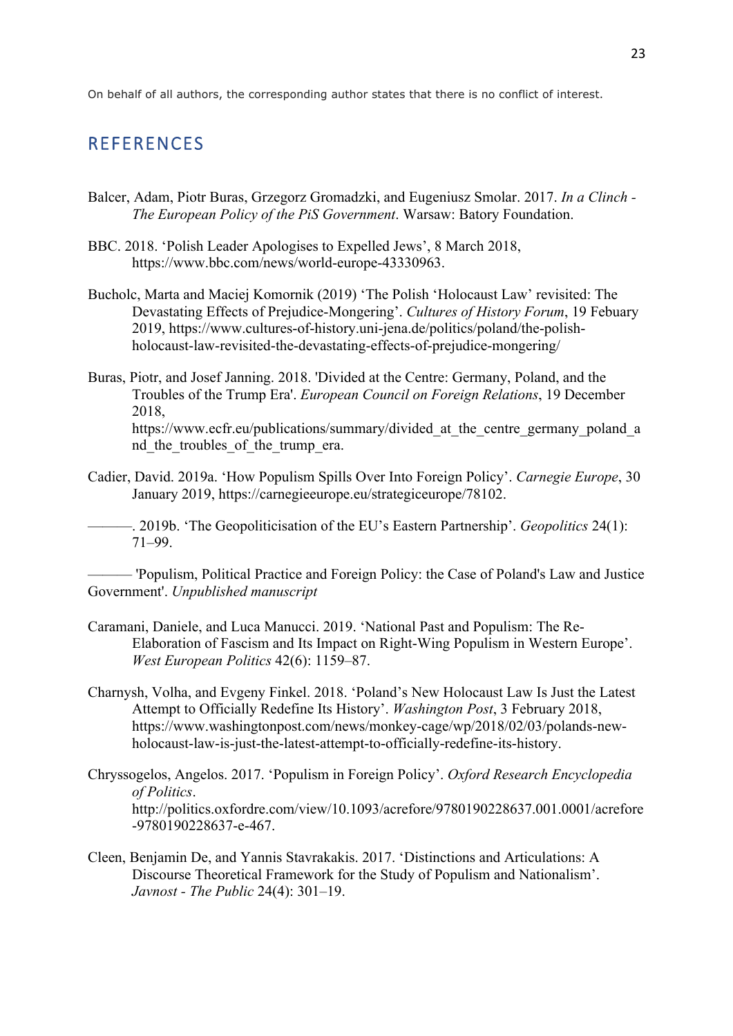On behalf of all authors, the corresponding author states that there is no conflict of interest.

## REFERENCES

Balcer, Adam, Piotr Buras, Grzegorz Gromadzki, and Eugeniusz Smolar. 2017. *In a Clinch - The European Policy of the PiS Government*. Warsaw: Batory Foundation.

BBC. 2018. 'Polish Leader Apologises to Expelled Jews', 8 March 2018, https://www.bbc.com/news/world-europe-43330963.

Bucholc, Marta and Maciej Komornik (2019) 'The Polish 'Holocaust Law' revisited: The Devastating Effects of Prejudice-Mongering'. *Cultures of History Forum*, 19 Febuary 2019, https://www.cultures-of-history.uni-jena.de/politics/poland/the-polish-holocaust-law-revisited-the-devastating-effects-of-prejudice-mongering/

Buras, Piotr, and Josef Janning. 2018. 'Divided at the Centre: Germany, Poland, and the Troubles of the Trump Era'. *European Council on Foreign Relations*, 19 December 2018, https://www.ecfr.eu/publications/summary/divided_at_the_centre_germany_poland_and_the_troubles_of_the_trump_era.

Cadier, David. 2019a. 'How Populism Spills Over Into Foreign Policy'. *Carnegie Europe*, 30 January 2019, https://carnegieeurope.eu/strategiceurope/78102.

———. 2019b. 'The Geopoliticisation of the EU's Eastern Partnership'. *Geopolitics* 24(1): 71–99.

——— 'Populism, Political Practice and Foreign Policy: the Case of Poland's Law and Justice Government'. *Unpublished manuscript*

Caramani, Daniele, and Luca Manucci. 2019. 'National Past and Populism: The Re-Elaboration of Fascism and Its Impact on Right-Wing Populism in Western Europe'. *West European Politics* 42(6): 1159–87.

Charnysh, Volha, and Evgeny Finkel. 2018. 'Poland's New Holocaust Law Is Just the Latest Attempt to Officially Redefine Its History'. *Washington Post*, 3 February 2018, https://www.washingtonpost.com/news/monkey-cage/wp/2018/02/03/polands-new-holocaust-law-is-just-the-latest-attempt-to-officially-redefine-its-history.

Chryssogelos, Angelos. 2017. 'Populism in Foreign Policy'. *Oxford Research Encyclopedia of Politics*. http://politics.oxfordre.com/view/10.1093/acrefore/9780190228637.001.0001/acrefore-9780190228637-e-467.

Cleen, Benjamin De, and Yannis Stavrakakis. 2017. 'Distinctions and Articulations: A Discourse Theoretical Framework for the Study of Populism and Nationalism'. *Javnost - The Public* 24(4): 301–19.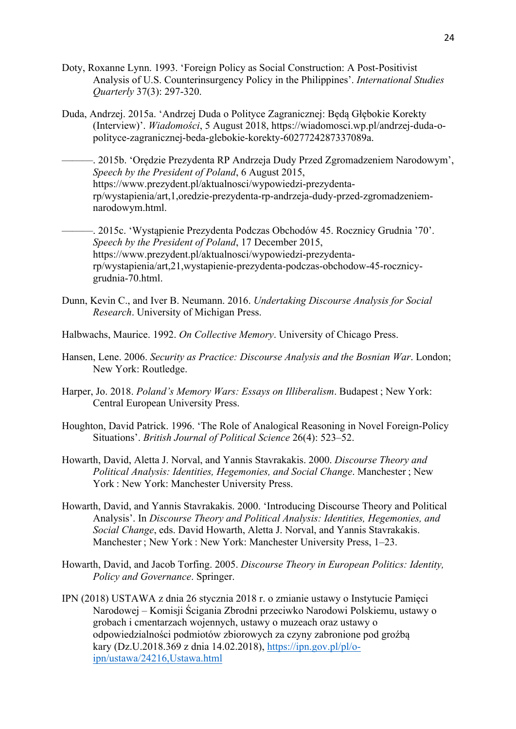Doty, Roxanne Lynn. 1993. 'Foreign Policy as Social Construction: A Post-Positivist Analysis of U.S. Counterinsurgency Policy in the Philippines'. *International Studies Quarterly* 37(3): 297-320.

Duda, Andrzej. 2015a. 'Andrzej Duda o Polityce Zagranicznej: Będą Głębokie Korekty (Interview)'. *Wiadomości*, 5 August 2018, https://wiadomosci.wp.pl/andrzej-duda-o-polityce-zagranicznej-beda-glebokie-korekty-6027724287337089a.

———. 2015b. 'Orędzie Prezydenta RP Andrzeja Dudy Przed Zgromadzeniem Narodowym', *Speech by the President of Poland*, 6 August 2015, https://www.prezydent.pl/aktualnosci/wypowiedzi-prezydenta-rp/wystapienia/art,1,oredzie-prezydenta-rp-andrzeja-dudy-przed-zgromadzeniem-narodowym.html.

———. 2015c. 'Wystąpienie Prezydenta Podczas Obchodów 45. Rocznicy Grudnia '70'. *Speech by the President of Poland*, 17 December 2015, https://www.prezydent.pl/aktualnosci/wypowiedzi-prezydenta-rp/wystapienia/art,21,wystapienie-prezydenta-podczas-obchodow-45-rocznicy-grudnia-70.html.

Dunn, Kevin C., and Iver B. Neumann. 2016. *Undertaking Discourse Analysis for Social Research*. University of Michigan Press.

Halbwachs, Maurice. 1992. *On Collective Memory*. University of Chicago Press.

Hansen, Lene. 2006. *Security as Practice: Discourse Analysis and the Bosnian War*. London; New York: Routledge.

Harper, Jo. 2018. *Poland's Memory Wars: Essays on Illiberalism*. Budapest ; New York: Central European University Press.

Houghton, David Patrick. 1996. 'The Role of Analogical Reasoning in Novel Foreign-Policy Situations'. *British Journal of Political Science* 26(4): 523–52.

Howarth, David, Aletta J. Norval, and Yannis Stavrakakis. 2000. *Discourse Theory and Political Analysis: Identities, Hegemonies, and Social Change*. Manchester ; New York : New York: Manchester University Press.

Howarth, David, and Yannis Stavrakakis. 2000. 'Introducing Discourse Theory and Political Analysis'. In *Discourse Theory and Political Analysis: Identities, Hegemonies, and Social Change*, eds. David Howarth, Aletta J. Norval, and Yannis Stavrakakis. Manchester ; New York : New York: Manchester University Press, 1–23.

Howarth, David, and Jacob Torfing. 2005. *Discourse Theory in European Politics: Identity, Policy and Governance*. Springer.

IPN (2018) USTAWA z dnia 26 stycznia 2018 r. o zmianie ustawy o Instytucie Pamięci Narodowej – Komisji Ścigania Zbrodni przeciwko Narodowi Polskiemu, ustawy o grobach i cmentarzach wojennych, ustawy o muzeach oraz ustawy o odpowiedzialności podmiotów zbiorowych za czyny zabronione pod groźbą kary (Dz.U.2018.369 z dnia 14.02.2018), https://ipn.gov.pl/pl/o-ipn/ustawa/24216,Ustawa.html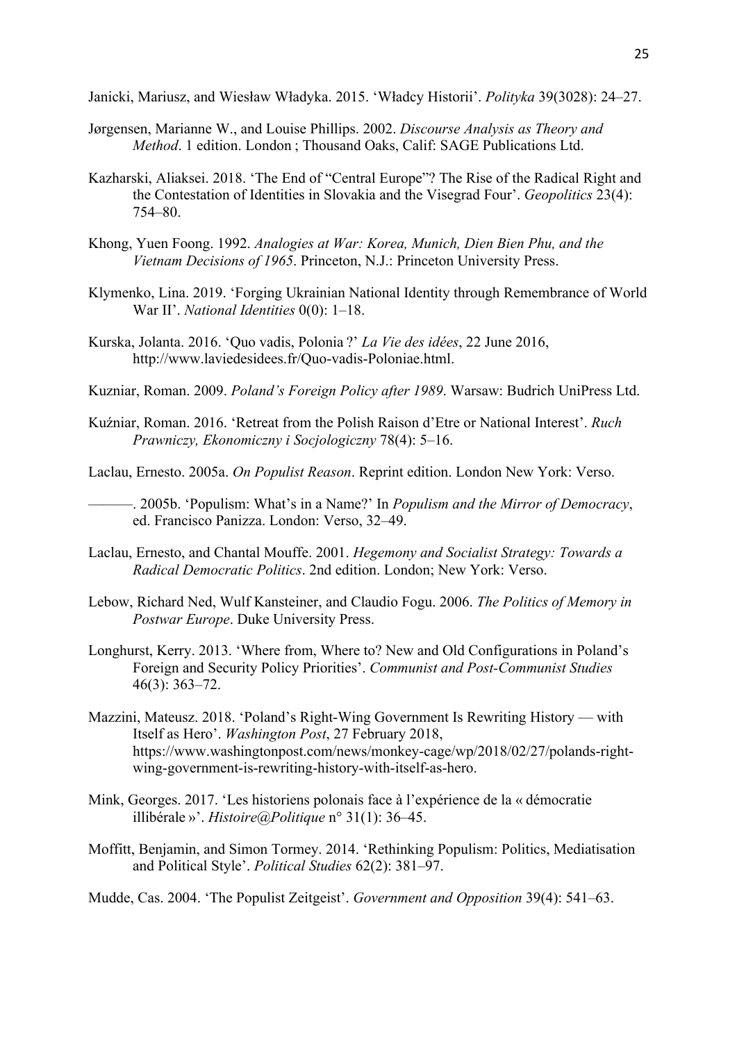Janicki, Mariusz, and Wiesław Władyka. 2015. 'Władcy Historii'. *Polityka* 39(3028): 24–27.

Jørgensen, Marianne W., and Louise Phillips. 2002. *Discourse Analysis as Theory and Method*. 1 edition. London ; Thousand Oaks, Calif: SAGE Publications Ltd.

Kazharski, Aliaksei. 2018. 'The End of "Central Europe"? The Rise of the Radical Right and the Contestation of Identities in Slovakia and the Visegrad Four'. *Geopolitics* 23(4): 754–80.

Khong, Yuen Foong. 1992. *Analogies at War: Korea, Munich, Dien Bien Phu, and the Vietnam Decisions of 1965*. Princeton, N.J.: Princeton University Press.

Klymenko, Lina. 2019. 'Forging Ukrainian National Identity through Remembrance of World War II'. *National Identities* 0(0): 1–18.

Kurska, Jolanta. 2016. 'Quo vadis, Polonia ?' *La Vie des idées*, 22 June 2016, http://www.laviedesidees.fr/Quo-vadis-Poloniae.html.

Kuzniar, Roman. 2009. *Poland's Foreign Policy after 1989*. Warsaw: Budrich UniPress Ltd.

Kuźniar, Roman. 2016. 'Retreat from the Polish Raison d'Etre or National Interest'. *Ruch Prawniczy, Ekonomiczny i Socjologiczny* 78(4): 5–16.

Laclau, Ernesto. 2005a. *On Populist Reason*. Reprint edition. London New York: Verso.

———. 2005b. 'Populism: What's in a Name?' In *Populism and the Mirror of Democracy*, ed. Francisco Panizza. London: Verso, 32–49.

Laclau, Ernesto, and Chantal Mouffe. 2001. *Hegemony and Socialist Strategy: Towards a Radical Democratic Politics*. 2nd edition. London; New York: Verso.

Lebow, Richard Ned, Wulf Kansteiner, and Claudio Fogu. 2006. *The Politics of Memory in Postwar Europe*. Duke University Press.

Longhurst, Kerry. 2013. 'Where from, Where to? New and Old Configurations in Poland's Foreign and Security Policy Priorities'. *Communist and Post-Communist Studies* 46(3): 363–72.

Mazzini, Mateusz. 2018. 'Poland's Right-Wing Government Is Rewriting History — with Itself as Hero'. *Washington Post*, 27 February 2018, https://www.washingtonpost.com/news/monkey-cage/wp/2018/02/27/polands-right-wing-government-is-rewriting-history-with-itself-as-hero.

Mink, Georges. 2017. 'Les historiens polonais face à l'expérience de la « démocratie illibérale »'. *Histoire@Politique* n° 31(1): 36–45.

Moffitt, Benjamin, and Simon Tormey. 2014. 'Rethinking Populism: Politics, Mediatisation and Political Style'. *Political Studies* 62(2): 381–97.

Mudde, Cas. 2004. 'The Populist Zeitgeist'. *Government and Opposition* 39(4): 541–63.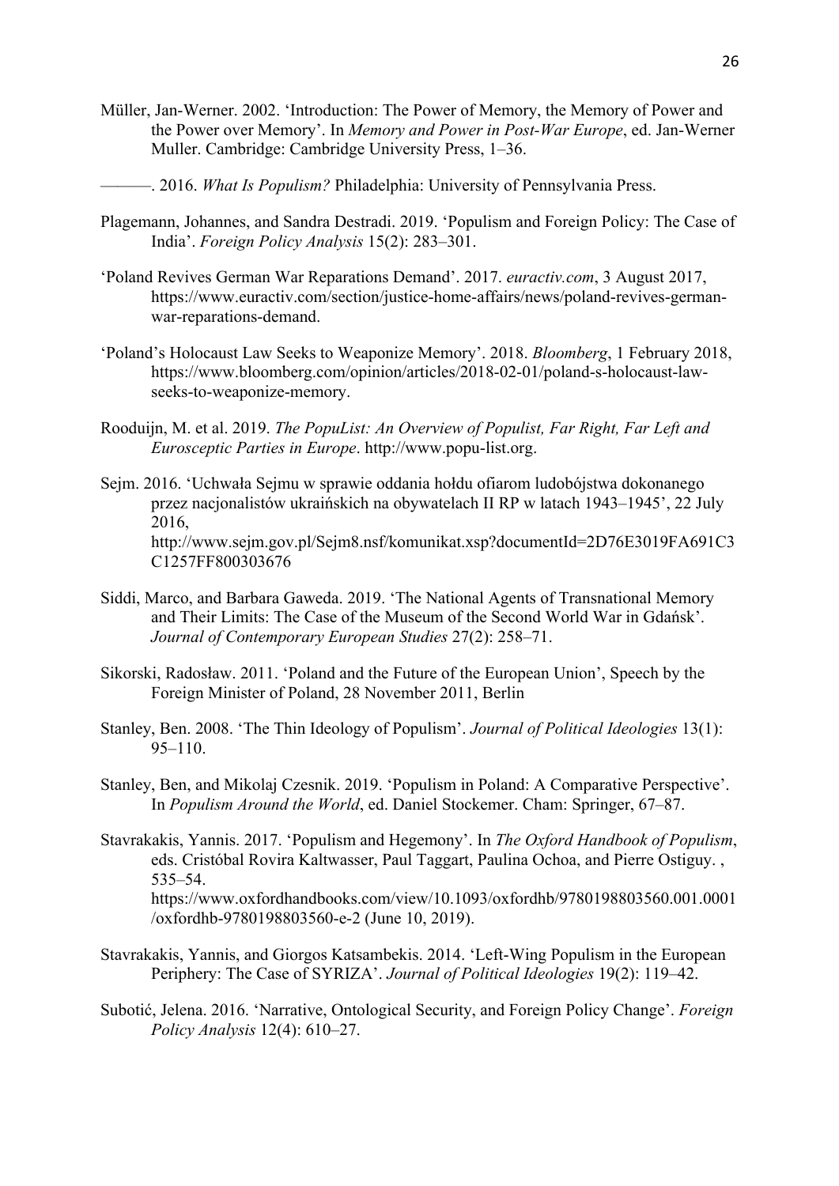Müller, Jan-Werner. 2002. 'Introduction: The Power of Memory, the Memory of Power and the Power over Memory'. In *Memory and Power in Post-War Europe*, ed. Jan-Werner Muller. Cambridge: Cambridge University Press, 1–36.

———. 2016. *What Is Populism?* Philadelphia: University of Pennsylvania Press.

Plagemann, Johannes, and Sandra Destradi. 2019. 'Populism and Foreign Policy: The Case of India'. *Foreign Policy Analysis* 15(2): 283–301.

'Poland Revives German War Reparations Demand'. 2017. *euractiv.com*, 3 August 2017, https://www.euractiv.com/section/justice-home-affairs/news/poland-revives-german-war-reparations-demand.

'Poland's Holocaust Law Seeks to Weaponize Memory'. 2018. *Bloomberg*, 1 February 2018, https://www.bloomberg.com/opinion/articles/2018-02-01/poland-s-holocaust-law-seeks-to-weaponize-memory.

Rooduijn, M. et al. 2019. *The PopuList: An Overview of Populist, Far Right, Far Left and Eurosceptic Parties in Europe*. http://www.popu-list.org.

Sejm. 2016. 'Uchwała Sejmu w sprawie oddania hołdu ofiarom ludobójstwa dokonanego przez nacjonalistów ukraińskich na obywatelach II RP w latach 1943–1945', 22 July 2016, http://www.sejm.gov.pl/Sejm8.nsf/komunikat.xsp?documentId=2D76E3019FA691C3C1257FF800303676

Siddi, Marco, and Barbara Gaweda. 2019. 'The National Agents of Transnational Memory and Their Limits: The Case of the Museum of the Second World War in Gdańsk'. *Journal of Contemporary European Studies* 27(2): 258–71.

Sikorski, Radosław. 2011. 'Poland and the Future of the European Union', Speech by the Foreign Minister of Poland, 28 November 2011, Berlin

Stanley, Ben. 2008. 'The Thin Ideology of Populism'. *Journal of Political Ideologies* 13(1): 95–110.

Stanley, Ben, and Mikolaj Czesnik. 2019. 'Populism in Poland: A Comparative Perspective'. In *Populism Around the World*, ed. Daniel Stockemer. Cham: Springer, 67–87.

Stavrakakis, Yannis. 2017. 'Populism and Hegemony'. In *The Oxford Handbook of Populism*, eds. Cristóbal Rovira Kaltwasser, Paul Taggart, Paulina Ochoa, and Pierre Ostiguy. , 535–54. https://www.oxfordhandbooks.com/view/10.1093/oxfordhb/9780198803560.001.0001/oxfordhb-9780198803560-e-2 (June 10, 2019).

Stavrakakis, Yannis, and Giorgos Katsambekis. 2014. 'Left-Wing Populism in the European Periphery: The Case of SYRIZA'. *Journal of Political Ideologies* 19(2): 119–42.

Subotić, Jelena. 2016. 'Narrative, Ontological Security, and Foreign Policy Change'. *Foreign Policy Analysis* 12(4): 610–27.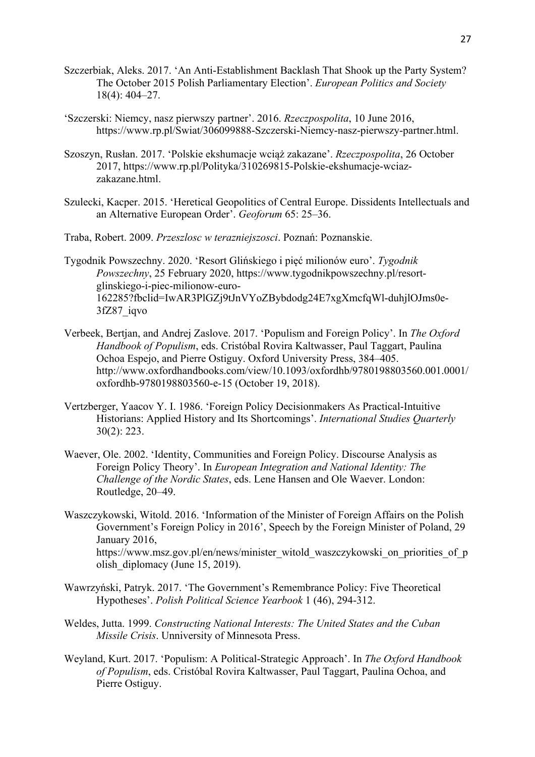Szczerbiak, Aleks. 2017. 'An Anti-Establishment Backlash That Shook up the Party System? The October 2015 Polish Parliamentary Election'. *European Politics and Society* 18(4): 404–27.

'Szczerski: Niemcy, nasz pierwszy partner'. 2016. *Rzeczpospolita*, 10 June 2016, https://www.rp.pl/Swiat/306099888-Szczerski-Niemcy-nasz-pierwszy-partner.html.

Szoszyn, Rusłan. 2017. 'Polskie ekshumacje wciąż zakazane'. *Rzeczpospolita*, 26 October 2017, https://www.rp.pl/Polityka/310269815-Polskie-ekshumacje-wciaz-zakazane.html.

Szulecki, Kacper. 2015. 'Heretical Geopolitics of Central Europe. Dissidents Intellectuals and an Alternative European Order'. *Geoforum* 65: 25–36.

Traba, Robert. 2009. *Przeszlosc w terazniejszosci*. Poznań: Poznanskie.

Tygodnik Powszechny. 2020. 'Resort Glińskiego i pięć milionów euro'. *Tygodnik Powszechny*, 25 February 2020, https://www.tygodnikpowszechny.pl/resort-glinskiego-i-piec-milionow-euro-162285?fbclid=IwAR3PlGZj9tJnVYoZBybdodg24E7xgXmcfqWl-duhjlOJms0e-3fZ87_iqvo

Verbeek, Bertjan, and Andrej Zaslove. 2017. 'Populism and Foreign Policy'. In *The Oxford Handbook of Populism*, eds. Cristóbal Rovira Kaltwasser, Paul Taggart, Paulina Ochoa Espejo, and Pierre Ostiguy. Oxford University Press, 384–405. http://www.oxfordhandbooks.com/view/10.1093/oxfordhb/9780198803560.001.0001/oxfordhb-9780198803560-e-15 (October 19, 2018).

Vertzberger, Yaacov Y. I. 1986. 'Foreign Policy Decisionmakers As Practical-Intuitive Historians: Applied History and Its Shortcomings'. *International Studies Quarterly* 30(2): 223.

Waever, Ole. 2002. 'Identity, Communities and Foreign Policy. Discourse Analysis as Foreign Policy Theory'. In *European Integration and National Identity: The Challenge of the Nordic States*, eds. Lene Hansen and Ole Waever. London: Routledge, 20–49.

Waszczykowski, Witold. 2016. 'Information of the Minister of Foreign Affairs on the Polish Government's Foreign Policy in 2016', Speech by the Foreign Minister of Poland, 29 January 2016, https://www.msz.gov.pl/en/news/minister_witold_waszczykowski_on_priorities_of_polish_diplomacy (June 15, 2019).

Wawrzyński, Patryk. 2017. 'The Government's Remembrance Policy: Five Theoretical Hypotheses'. *Polish Political Science Yearbook* 1 (46), 294-312.

Weldes, Jutta. 1999. *Constructing National Interests: The United States and the Cuban Missile Crisis*. Unniversity of Minnesota Press.

Weyland, Kurt. 2017. 'Populism: A Political-Strategic Approach'. In *The Oxford Handbook of Populism*, eds. Cristóbal Rovira Kaltwasser, Paul Taggart, Paulina Ochoa, and Pierre Ostiguy.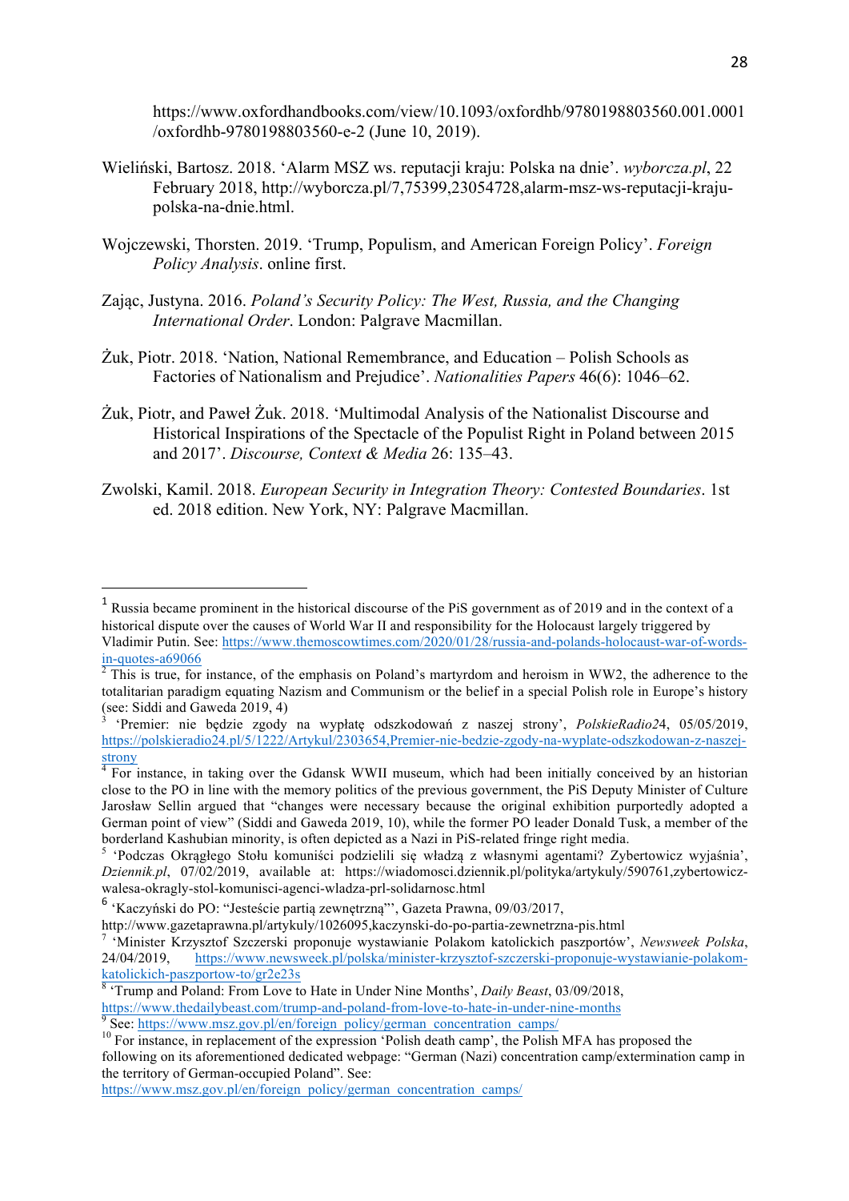https://www.oxfordhandbooks.com/view/10.1093/oxfordhb/9780198803560.001.0001/oxfordhb-9780198803560-e-2 (June 10, 2019).

Wieliński, Bartosz. 2018. 'Alarm MSZ ws. reputacji kraju: Polska na dnie'. *wyborcza.pl*, 22 February 2018, http://wyborcza.pl/7,75399,23054728,alarm-msz-ws-reputacji-kraju-polska-na-dnie.html.

Wojczewski, Thorsten. 2019. 'Trump, Populism, and American Foreign Policy'. *Foreign Policy Analysis*. online first.

Zając, Justyna. 2016. *Poland's Security Policy: The West, Russia, and the Changing International Order*. London: Palgrave Macmillan.

Żuk, Piotr. 2018. 'Nation, National Remembrance, and Education – Polish Schools as Factories of Nationalism and Prejudice'. *Nationalities Papers* 46(6): 1046–62.

Żuk, Piotr, and Paweł Żuk. 2018. 'Multimodal Analysis of the Nationalist Discourse and Historical Inspirations of the Spectacle of the Populist Right in Poland between 2015 and 2017'. *Discourse, Context & Media* 26: 135–43.

Zwolski, Kamil. 2018. *European Security in Integration Theory: Contested Boundaries*. 1st ed. 2018 edition. New York, NY: Palgrave Macmillan.

---

[1] Russia became prominent in the historical discourse of the PiS government as of 2019 and in the context of a historical dispute over the causes of World War II and responsibility for the Holocaust largely triggered by Vladimir Putin. See: https://www.themoscowtimes.com/2020/01/28/russia-and-polands-holocaust-war-of-words-in-quotes-a69066

[2] This is true, for instance, of the emphasis on Poland's martyrdom and heroism in WW2, the adherence to the totalitarian paradigm equating Nazism and Communism or the belief in a special Polish role in Europe's history (see: Siddi and Gaweda 2019, 4)

[3] 'Premier: nie będzie zgody na wypłatę odszkodowań z naszej strony', *PolskieRadio24*, 05/05/2019, https://polskieradio24.pl/5/1222/Artykul/2303654,Premier-nie-bedzie-zgody-na-wyplate-odszkodowan-z-naszej-strony

[4] For instance, in taking over the Gdansk WWII museum, which had been initially conceived by an historian close to the PO in line with the memory politics of the previous government, the PiS Deputy Minister of Culture Jarosław Sellin argued that "changes were necessary because the original exhibition purportedly adopted a German point of view" (Siddi and Gaweda 2019, 10), while the former PO leader Donald Tusk, a member of the borderland Kashubian minority, is often depicted as a Nazi in PiS-related fringe right media.

[5] 'Podczas Okrągłego Stołu komuniści podzielili się władzą z własnymi agentami? Zybertowicz wyjaśnia', *Dziennik.pl*, 07/02/2019, available at: https://wiadomosci.dziennik.pl/polityka/artykuly/590761,zybertowicz-walesa-okragly-stol-komunisci-agenci-wladza-prl-solidarnosc.html

[6] 'Kaczyński do PO: "Jesteście partią zewnętrzną"', Gazeta Prawna, 09/03/2017, http://www.gazetaprawna.pl/artykuly/1026095,kaczynski-do-po-partia-zewnetrzna-pis.html

[7] 'Minister Krzysztof Szczerski proponuje wystawianie Polakom katolickich paszportów', *Newsweek Polska*, 24/04/2019, https://www.newsweek.pl/polska/minister-krzysztof-szczerski-proponuje-wystawianie-polakom-katolickich-paszportow-to/gr2e23s

[8] 'Trump and Poland: From Love to Hate in Under Nine Months', *Daily Beast*, 03/09/2018, https://www.thedailybeast.com/trump-and-poland-from-love-to-hate-in-under-nine-months

[9] See: https://www.msz.gov.pl/en/foreign_policy/german_concentration_camps/

[10] For instance, in replacement of the expression 'Polish death camp', the Polish MFA has proposed the following on its aforementioned dedicated webpage: "German (Nazi) concentration camp/extermination camp in the territory of German-occupied Poland". See: https://www.msz.gov.pl/en/foreign_policy/german_concentration_camps/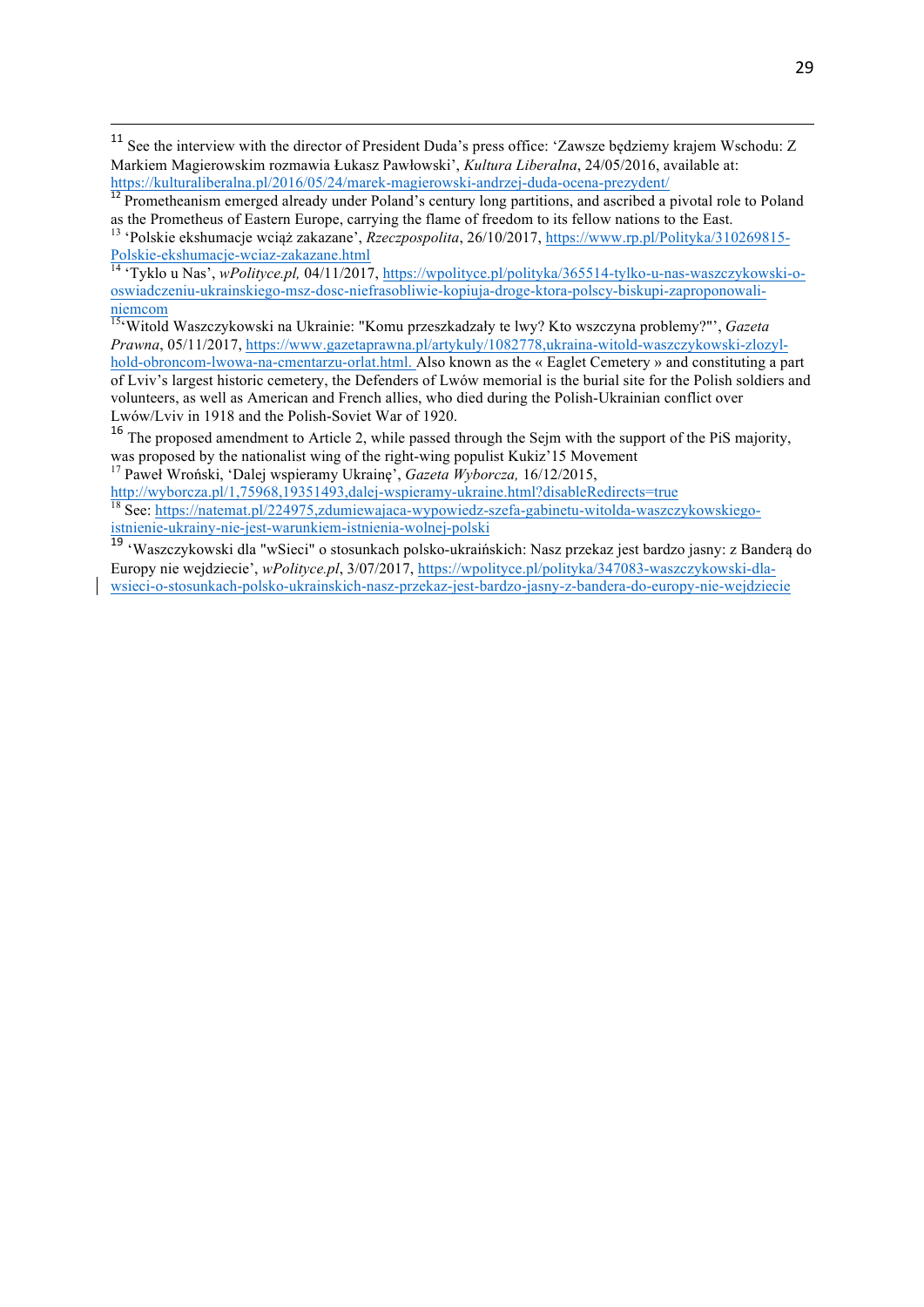[11] See the interview with the director of President Duda's press office: 'Zawsze będziemy krajem Wschodu: Z Markiem Magierowskim rozmawia Łukasz Pawłowski', *Kultura Liberalna*, 24/05/2016, available at: https://kulturaliberalna.pl/2016/05/24/marek-magierowski-andrzej-duda-ocena-prezydent/

[12] Prometheanism emerged already under Poland's century long partitions, and ascribed a pivotal role to Poland as the Prometheus of Eastern Europe, carrying the flame of freedom to its fellow nations to the East.

[13] 'Polskie ekshumacje wciąż zakazane', *Rzeczpospolita*, 26/10/2017, https://www.rp.pl/Polityka/310269815-Polskie-ekshumacje-wciaz-zakazane.html

[14] 'Tyklo u Nas', *wPolityce.pl,* 04/11/2017, https://wpolityce.pl/polityka/365514-tylko-u-nas-waszczykowski-o-oswiadczeniu-ukrainskiego-msz-dosc-niefrasobliwie-kopiuja-droge-ktora-polscy-biskupi-zaproponowali-niemcom

[15] 'Witold Waszczykowski na Ukrainie: "Komu przeszkadzały te lwy? Kto wszczyna problemy?"', *Gazeta Prawna*, 05/11/2017, https://www.gazetaprawna.pl/artykuly/1082778,ukraina-witold-waszczykowski-zlozyl-hold-obroncom-lwowa-na-cmentarzu-orlat.html. Also known as the « Eaglet Cemetery » and constituting a part of Lviv's largest historic cemetery, the Defenders of Lwów memorial is the burial site for the Polish soldiers and volunteers, as well as American and French allies, who died during the Polish-Ukrainian conflict over Lwów/Lviv in 1918 and the Polish-Soviet War of 1920.

[16] The proposed amendment to Article 2, while passed through the Sejm with the support of the PiS majority, was proposed by the nationalist wing of the right-wing populist Kukiz'15 Movement

[17] Paweł Wroński, 'Dalej wspieramy Ukrainę', *Gazeta Wyborcza,* 16/12/2015, http://wyborcza.pl/1,75968,19351493,dalej-wspieramy-ukraine.html?disableRedirects=true

[18] See: https://natemat.pl/224975,zdumiewajaca-wypowiedz-szefa-gabinetu-witolda-waszczykowskiego-istnienie-ukrainy-nie-jest-warunkiem-istnienia-wolnej-polski

[19] 'Waszczykowski dla "wSieci" o stosunkach polsko-ukraińskich: Nasz przekaz jest bardzo jasny: z Banderą do Europy nie wejdziecie', *wPolityce.pl*, 3/07/2017, https://wpolityce.pl/polityka/347083-waszczykowski-dla-wsieci-o-stosunkach-polsko-ukrainskich-nasz-przekaz-jest-bardzo-jasny-z-bandera-do-europy-nie-wejdziecie